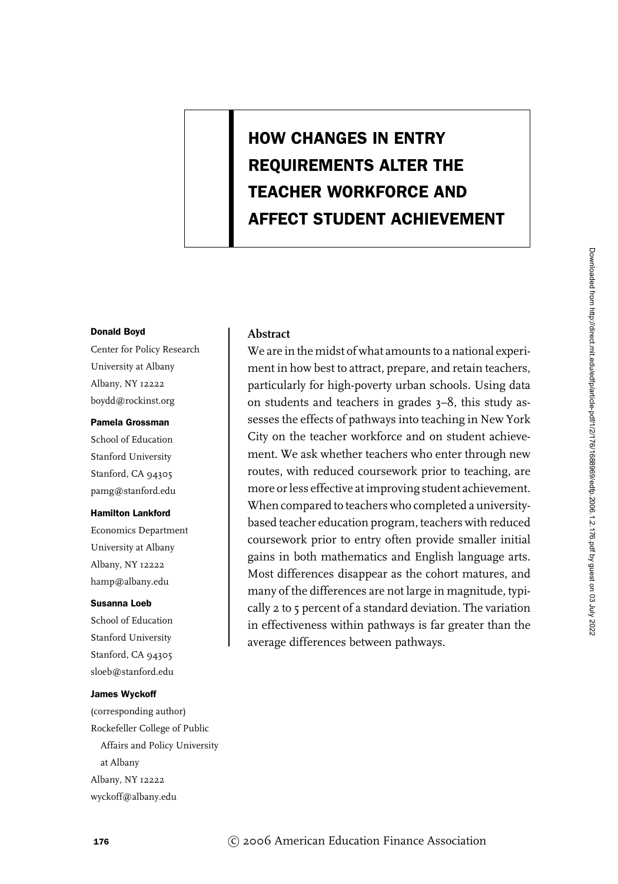# HOW CHANGES IN ENTRY REQUIREMENTS ALTER THE TEACHER WORKFORCE AND AFFECT STUDENT ACHIEVEMENT

**Donald Boyd**
Center for Policy Research
University at Albany
Albany, NY 12222
boydd@rockinst.org

**Pamela Grossman**
School of Education
Stanford University
Stanford, CA 94305
pamg@stanford.edu

**Hamilton Lankford**
Economics Department
University at Albany
Albany, NY 12222
hamp@albany.edu

**Susanna Loeb**
School of Education
Stanford University
Stanford, CA 94305
sloeb@stanford.edu

**James Wyckoff**
(corresponding author)
Rockefeller College of Public Affairs and Policy University at Albany
Albany, NY 12222
wyckoff@albany.edu

## Abstract

We are in the midst of what amounts to a national experiment in how best to attract, prepare, and retain teachers, particularly for high-poverty urban schools. Using data on students and teachers in grades 3–8, this study assesses the effects of pathways into teaching in New York City on the teacher workforce and on student achievement. We ask whether teachers who enter through new routes, with reduced coursework prior to teaching, are more or less effective at improving student achievement. When compared to teachers who completed a university-based teacher education program, teachers with reduced coursework prior to entry often provide smaller initial gains in both mathematics and English language arts. Most differences disappear as the cohort matures, and many of the differences are not large in magnitude, typically 2 to 5 percent of a standard deviation. The variation in effectiveness within pathways is far greater than the average differences between pathways.

© 2006 American Education Finance Association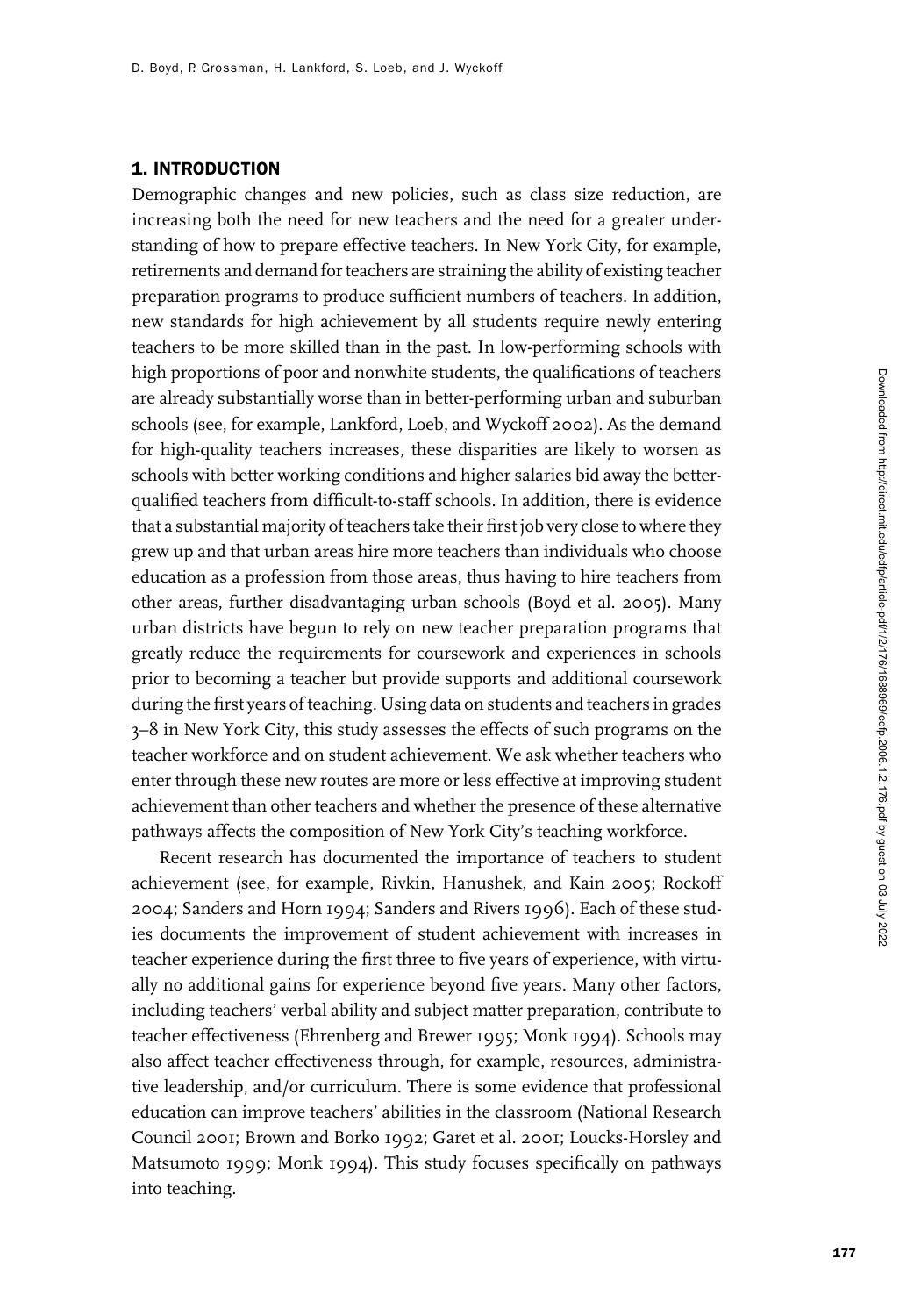## 1. INTRODUCTION

Demographic changes and new policies, such as class size reduction, are increasing both the need for new teachers and the need for a greater understanding of how to prepare effective teachers. In New York City, for example, retirements and demand for teachers are straining the ability of existing teacher preparation programs to produce sufficient numbers of teachers. In addition, new standards for high achievement by all students require newly entering teachers to be more skilled than in the past. In low-performing schools with high proportions of poor and nonwhite students, the qualifications of teachers are already substantially worse than in better-performing urban and suburban schools (see, for example, Lankford, Loeb, and Wyckoff 2002). As the demand for high-quality teachers increases, these disparities are likely to worsen as schools with better working conditions and higher salaries bid away the better-qualified teachers from difficult-to-staff schools. In addition, there is evidence that a substantial majority of teachers take their first job very close to where they grew up and that urban areas hire more teachers than individuals who choose education as a profession from those areas, thus having to hire teachers from other areas, further disadvantaging urban schools (Boyd et al. 2005). Many urban districts have begun to rely on new teacher preparation programs that greatly reduce the requirements for coursework and experiences in schools prior to becoming a teacher but provide supports and additional coursework during the first years of teaching. Using data on students and teachers in grades 3–8 in New York City, this study assesses the effects of such programs on the teacher workforce and on student achievement. We ask whether teachers who enter through these new routes are more or less effective at improving student achievement than other teachers and whether the presence of these alternative pathways affects the composition of New York City's teaching workforce.

Recent research has documented the importance of teachers to student achievement (see, for example, Rivkin, Hanushek, and Kain 2005; Rockoff 2004; Sanders and Horn 1994; Sanders and Rivers 1996). Each of these studies documents the improvement of student achievement with increases in teacher experience during the first three to five years of experience, with virtually no additional gains for experience beyond five years. Many other factors, including teachers' verbal ability and subject matter preparation, contribute to teacher effectiveness (Ehrenberg and Brewer 1995; Monk 1994). Schools may also affect teacher effectiveness through, for example, resources, administrative leadership, and/or curriculum. There is some evidence that professional education can improve teachers' abilities in the classroom (National Research Council 2001; Brown and Borko 1992; Garet et al. 2001; Loucks-Horsley and Matsumoto 1999; Monk 1994). This study focuses specifically on pathways into teaching.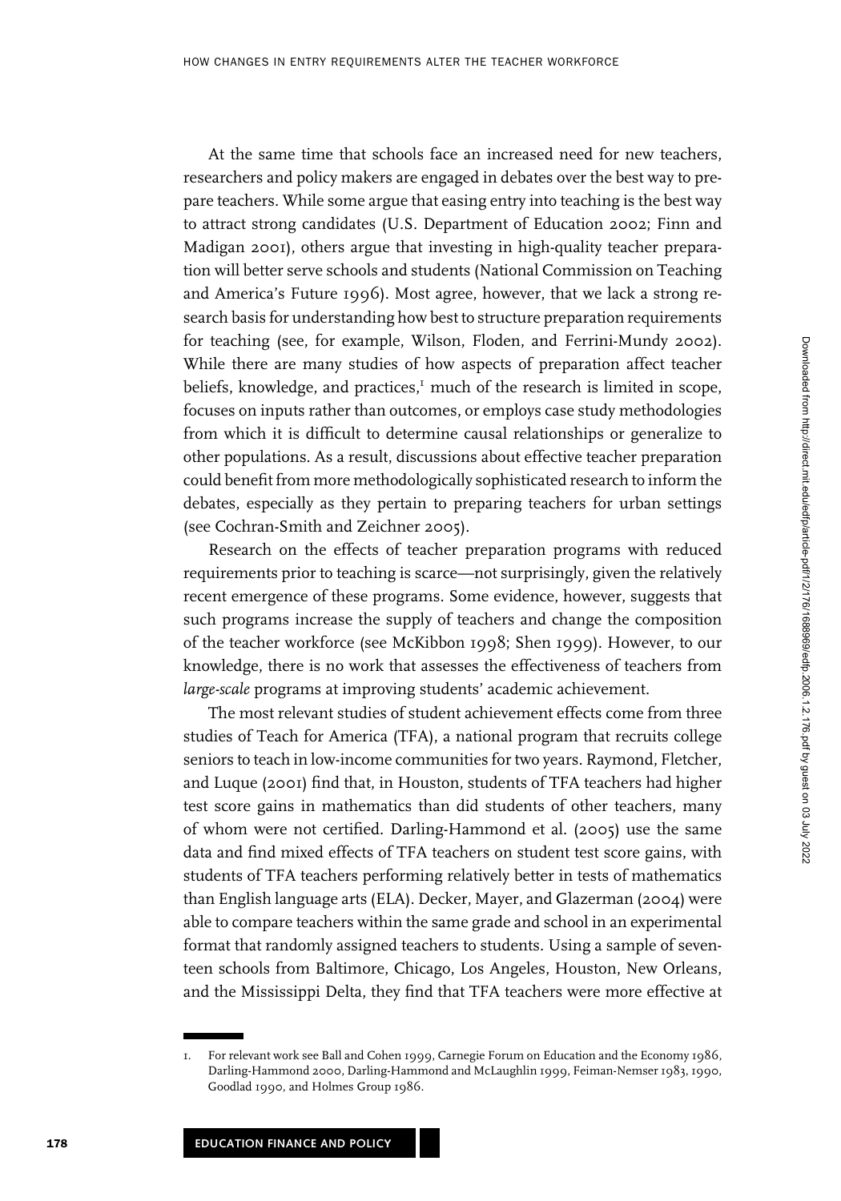At the same time that schools face an increased need for new teachers, researchers and policy makers are engaged in debates over the best way to prepare teachers. While some argue that easing entry into teaching is the best way to attract strong candidates (U.S. Department of Education 2002; Finn and Madigan 2001), others argue that investing in high-quality teacher preparation will better serve schools and students (National Commission on Teaching and America's Future 1996). Most agree, however, that we lack a strong research basis for understanding how best to structure preparation requirements for teaching (see, for example, Wilson, Floden, and Ferrini-Mundy 2002). While there are many studies of how aspects of preparation affect teacher beliefs, knowledge, and practices,[1] much of the research is limited in scope, focuses on inputs rather than outcomes, or employs case study methodologies from which it is difficult to determine causal relationships or generalize to other populations. As a result, discussions about effective teacher preparation could benefit from more methodologically sophisticated research to inform the debates, especially as they pertain to preparing teachers for urban settings (see Cochran-Smith and Zeichner 2005).

Research on the effects of teacher preparation programs with reduced requirements prior to teaching is scarce—not surprisingly, given the relatively recent emergence of these programs. Some evidence, however, suggests that such programs increase the supply of teachers and change the composition of the teacher workforce (see McKibbon 1998; Shen 1999). However, to our knowledge, there is no work that assesses the effectiveness of teachers from *large-scale* programs at improving students' academic achievement.

The most relevant studies of student achievement effects come from three studies of Teach for America (TFA), a national program that recruits college seniors to teach in low-income communities for two years. Raymond, Fletcher, and Luque (2001) find that, in Houston, students of TFA teachers had higher test score gains in mathematics than did students of other teachers, many of whom were not certified. Darling-Hammond et al. (2005) use the same data and find mixed effects of TFA teachers on student test score gains, with students of TFA teachers performing relatively better in tests of mathematics than English language arts (ELA). Decker, Mayer, and Glazerman (2004) were able to compare teachers within the same grade and school in an experimental format that randomly assigned teachers to students. Using a sample of seventeen schools from Baltimore, Chicago, Los Angeles, Houston, New Orleans, and the Mississippi Delta, they find that TFA teachers were more effective at

1. For relevant work see Ball and Cohen 1999, Carnegie Forum on Education and the Economy 1986, Darling-Hammond 2000, Darling-Hammond and McLaughlin 1999, Feiman-Nemser 1983, 1990, Goodlad 1990, and Holmes Group 1986.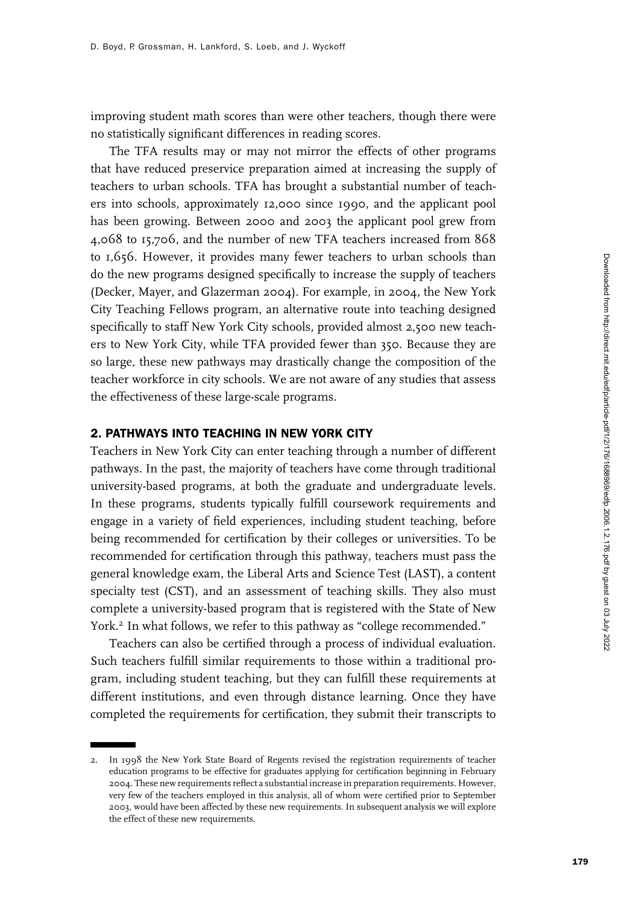improving student math scores than were other teachers, though there were no statistically significant differences in reading scores.

The TFA results may or may not mirror the effects of other programs that have reduced preservice preparation aimed at increasing the supply of teachers to urban schools. TFA has brought a substantial number of teachers into schools, approximately 12,000 since 1990, and the applicant pool has been growing. Between 2000 and 2003 the applicant pool grew from 4,068 to 15,706, and the number of new TFA teachers increased from 868 to 1,656. However, it provides many fewer teachers to urban schools than do the new programs designed specifically to increase the supply of teachers (Decker, Mayer, and Glazerman 2004). For example, in 2004, the New York City Teaching Fellows program, an alternative route into teaching designed specifically to staff New York City schools, provided almost 2,500 new teachers to New York City, while TFA provided fewer than 350. Because they are so large, these new pathways may drastically change the composition of the teacher workforce in city schools. We are not aware of any studies that assess the effectiveness of these large-scale programs.

## 2. PATHWAYS INTO TEACHING IN NEW YORK CITY

Teachers in New York City can enter teaching through a number of different pathways. In the past, the majority of teachers have come through traditional university-based programs, at both the graduate and undergraduate levels. In these programs, students typically fulfill coursework requirements and engage in a variety of field experiences, including student teaching, before being recommended for certification by their colleges or universities. To be recommended for certification through this pathway, teachers must pass the general knowledge exam, the Liberal Arts and Science Test (LAST), a content specialty test (CST), and an assessment of teaching skills. They also must complete a university-based program that is registered with the State of New York.[2] In what follows, we refer to this pathway as "college recommended."

Teachers can also be certified through a process of individual evaluation. Such teachers fulfill similar requirements to those within a traditional program, including student teaching, but they can fulfill these requirements at different institutions, and even through distance learning. Once they have completed the requirements for certification, they submit their transcripts to

---

2. In 1998 the New York State Board of Regents revised the registration requirements of teacher education programs to be effective for graduates applying for certification beginning in February 2004. These new requirements reflect a substantial increase in preparation requirements. However, very few of the teachers employed in this analysis, all of whom were certified prior to September 2003, would have been affected by these new requirements. In subsequent analysis we will explore the effect of these new requirements.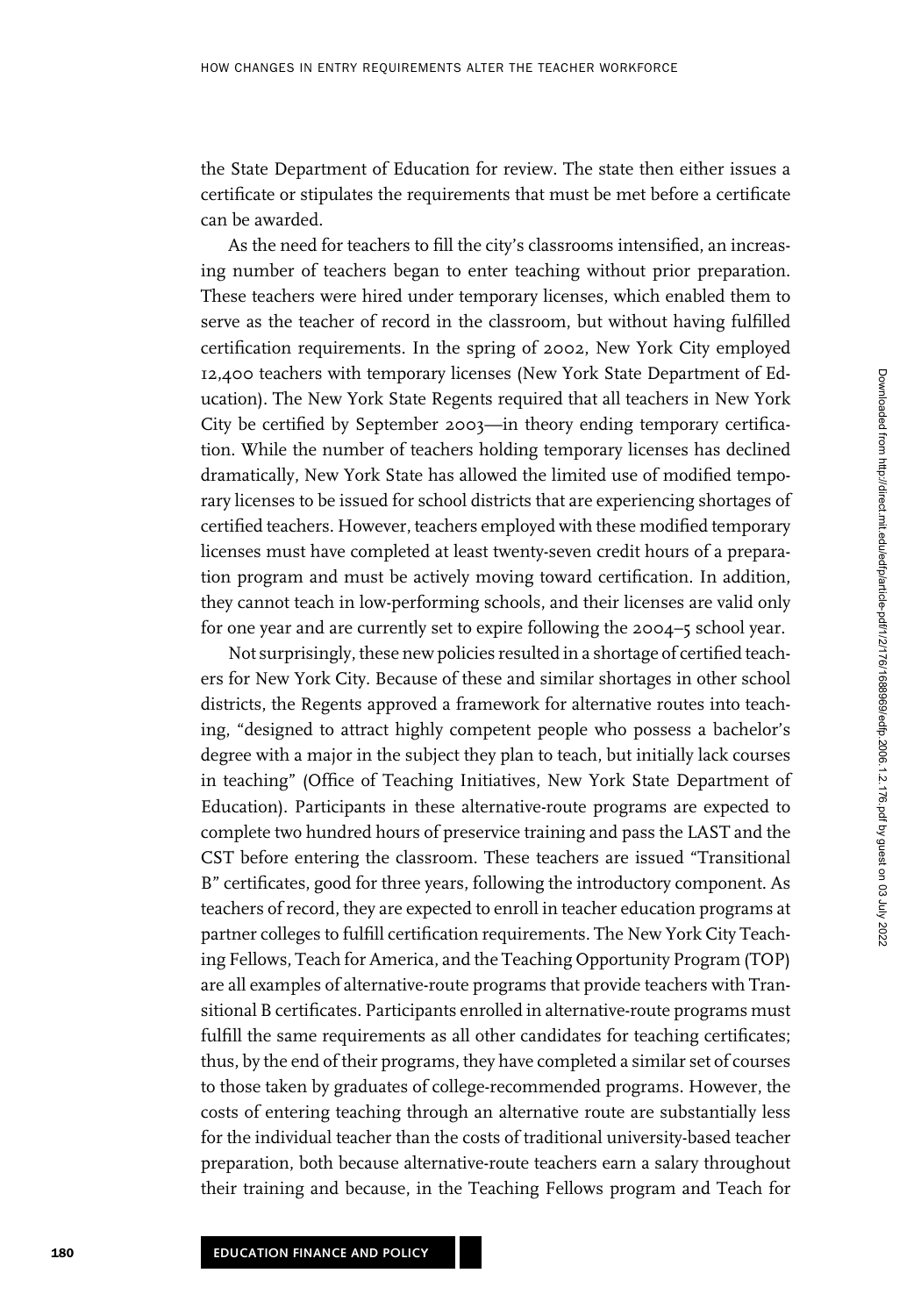the State Department of Education for review. The state then either issues a certificate or stipulates the requirements that must be met before a certificate can be awarded.

As the need for teachers to fill the city's classrooms intensified, an increasing number of teachers began to enter teaching without prior preparation. These teachers were hired under temporary licenses, which enabled them to serve as the teacher of record in the classroom, but without having fulfilled certification requirements. In the spring of 2002, New York City employed 12,400 teachers with temporary licenses (New York State Department of Education). The New York State Regents required that all teachers in New York City be certified by September 2003—in theory ending temporary certification. While the number of teachers holding temporary licenses has declined dramatically, New York State has allowed the limited use of modified temporary licenses to be issued for school districts that are experiencing shortages of certified teachers. However, teachers employed with these modified temporary licenses must have completed at least twenty-seven credit hours of a preparation program and must be actively moving toward certification. In addition, they cannot teach in low-performing schools, and their licenses are valid only for one year and are currently set to expire following the 2004–5 school year.

Not surprisingly, these new policies resulted in a shortage of certified teachers for New York City. Because of these and similar shortages in other school districts, the Regents approved a framework for alternative routes into teaching, "designed to attract highly competent people who possess a bachelor's degree with a major in the subject they plan to teach, but initially lack courses in teaching" (Office of Teaching Initiatives, New York State Department of Education). Participants in these alternative-route programs are expected to complete two hundred hours of preservice training and pass the LAST and the CST before entering the classroom. These teachers are issued "Transitional B" certificates, good for three years, following the introductory component. As teachers of record, they are expected to enroll in teacher education programs at partner colleges to fulfill certification requirements. The New York City Teaching Fellows, Teach for America, and the Teaching Opportunity Program (TOP) are all examples of alternative-route programs that provide teachers with Transitional B certificates. Participants enrolled in alternative-route programs must fulfill the same requirements as all other candidates for teaching certificates; thus, by the end of their programs, they have completed a similar set of courses to those taken by graduates of college-recommended programs. However, the costs of entering teaching through an alternative route are substantially less for the individual teacher than the costs of traditional university-based teacher preparation, both because alternative-route teachers earn a salary throughout their training and because, in the Teaching Fellows program and Teach for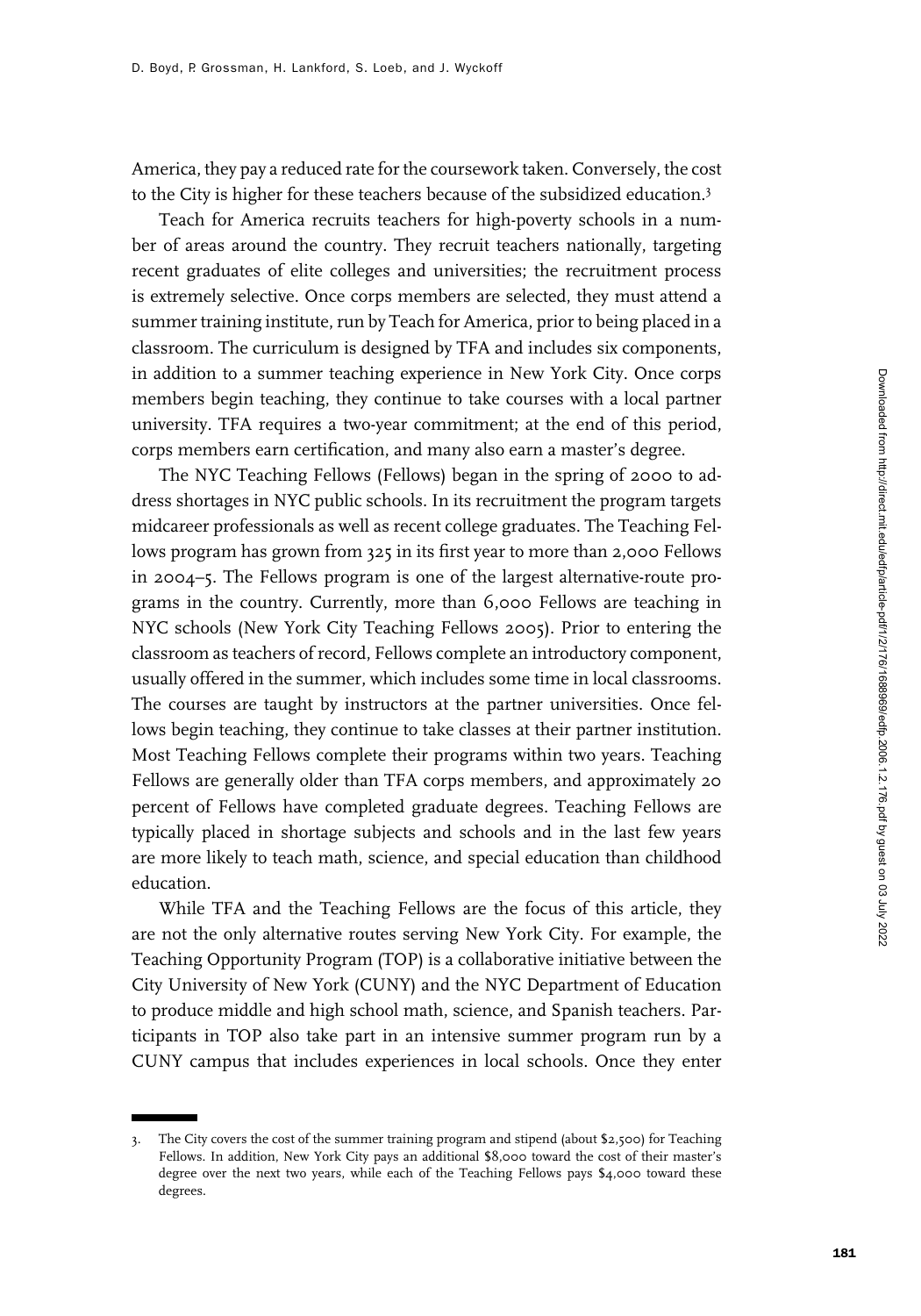America, they pay a reduced rate for the coursework taken. Conversely, the cost to the City is higher for these teachers because of the subsidized education.[3]

Teach for America recruits teachers for high-poverty schools in a number of areas around the country. They recruit teachers nationally, targeting recent graduates of elite colleges and universities; the recruitment process is extremely selective. Once corps members are selected, they must attend a summer training institute, run by Teach for America, prior to being placed in a classroom. The curriculum is designed by TFA and includes six components, in addition to a summer teaching experience in New York City. Once corps members begin teaching, they continue to take courses with a local partner university. TFA requires a two-year commitment; at the end of this period, corps members earn certification, and many also earn a master's degree.

The NYC Teaching Fellows (Fellows) began in the spring of 2000 to address shortages in NYC public schools. In its recruitment the program targets midcareer professionals as well as recent college graduates. The Teaching Fellows program has grown from 325 in its first year to more than 2,000 Fellows in 2004–5. The Fellows program is one of the largest alternative-route programs in the country. Currently, more than 6,000 Fellows are teaching in NYC schools (New York City Teaching Fellows 2005). Prior to entering the classroom as teachers of record, Fellows complete an introductory component, usually offered in the summer, which includes some time in local classrooms. The courses are taught by instructors at the partner universities. Once fellows begin teaching, they continue to take classes at their partner institution. Most Teaching Fellows complete their programs within two years. Teaching Fellows are generally older than TFA corps members, and approximately 20 percent of Fellows have completed graduate degrees. Teaching Fellows are typically placed in shortage subjects and schools and in the last few years are more likely to teach math, science, and special education than childhood education.

While TFA and the Teaching Fellows are the focus of this article, they are not the only alternative routes serving New York City. For example, the Teaching Opportunity Program (TOP) is a collaborative initiative between the City University of New York (CUNY) and the NYC Department of Education to produce middle and high school math, science, and Spanish teachers. Participants in TOP also take part in an intensive summer program run by a CUNY campus that includes experiences in local schools. Once they enter

3. The City covers the cost of the summer training program and stipend (about $2,500) for Teaching Fellows. In addition, New York City pays an additional $8,000 toward the cost of their master's degree over the next two years, while each of the Teaching Fellows pays $4,000 toward these degrees.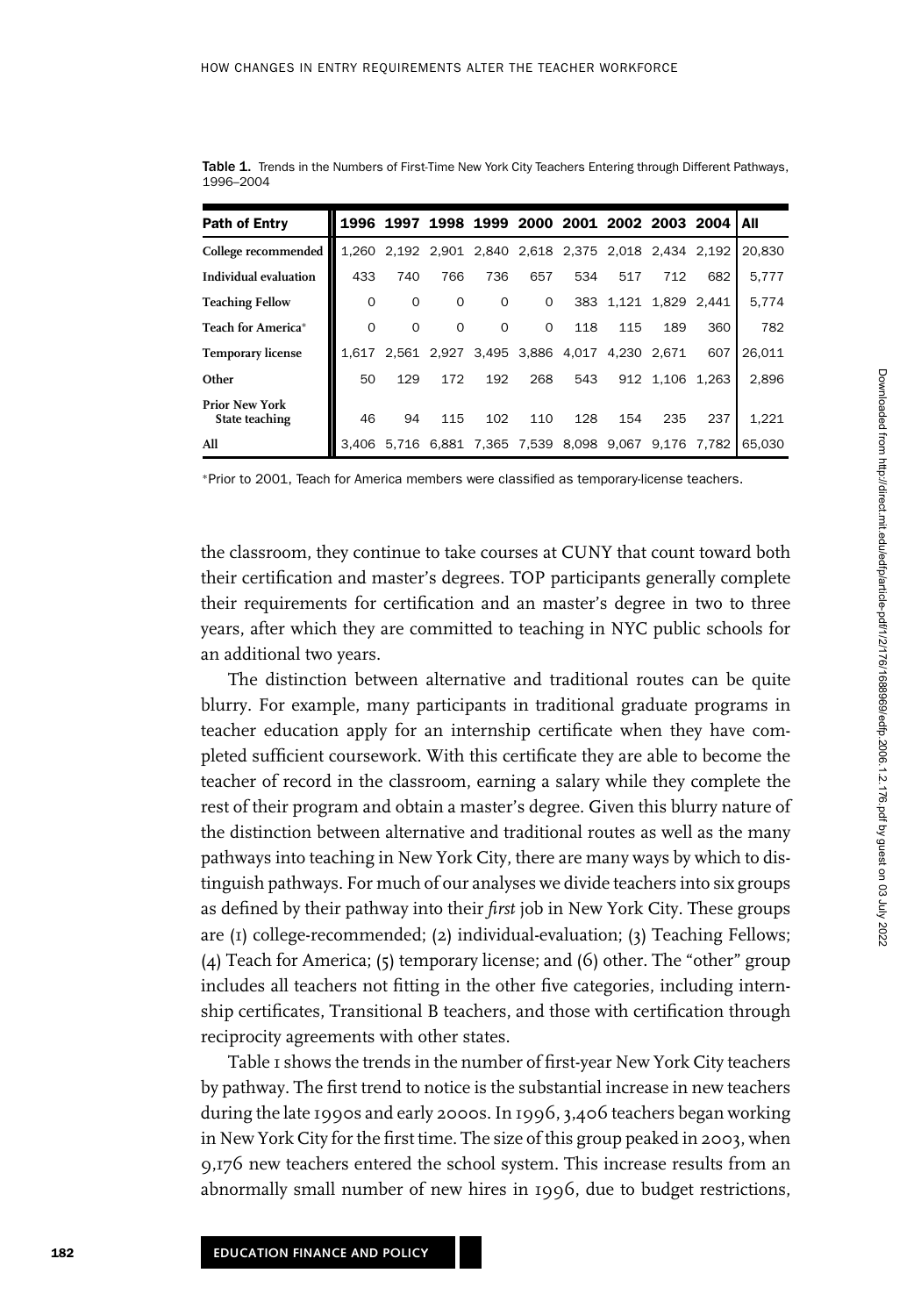Table 1. Trends in the Numbers of First-Time New York City Teachers Entering through Different Pathways, 1996–2004

| Path of Entry | 1996 | 1997 | 1998 | 1999 | 2000 | 2001 | 2002 | 2003 | 2004 | All |
|---|---|---|---|---|---|---|---|---|---|---|
| College recommended | 1,260 | 2,192 | 2,901 | 2,840 | 2,618 | 2,375 | 2,018 | 2,434 | 2,192 | 20,830 |
| Individual evaluation | 433 | 740 | 766 | 736 | 657 | 534 | 517 | 712 | 682 | 5,777 |
| Teaching Fellow | 0 | 0 | 0 | 0 | 0 | 383 | 1,121 | 1,829 | 2,441 | 5,774 |
| Teach for America* | 0 | 0 | 0 | 0 | 0 | 118 | 115 | 189 | 360 | 782 |
| Temporary license | 1,617 | 2,561 | 2,927 | 3,495 | 3,886 | 4,017 | 4,230 | 2,671 | 607 | 26,011 |
| Other | 50 | 129 | 172 | 192 | 268 | 543 | 912 | 1,106 | 1,263 | 2,896 |
| Prior New York State teaching | 46 | 94 | 115 | 102 | 110 | 128 | 154 | 235 | 237 | 1,221 |
| All | 3,406 | 5,716 | 6,881 | 7,365 | 7,539 | 8,098 | 9,067 | 9,176 | 7,782 | 65,030 |

*Prior to 2001, Teach for America members were classified as temporary-license teachers.

the classroom, they continue to take courses at CUNY that count toward both their certification and master's degrees. TOP participants generally complete their requirements for certification and an master's degree in two to three years, after which they are committed to teaching in NYC public schools for an additional two years.

The distinction between alternative and traditional routes can be quite blurry. For example, many participants in traditional graduate programs in teacher education apply for an internship certificate when they have completed sufficient coursework. With this certificate they are able to become the teacher of record in the classroom, earning a salary while they complete the rest of their program and obtain a master's degree. Given this blurry nature of the distinction between alternative and traditional routes as well as the many pathways into teaching in New York City, there are many ways by which to distinguish pathways. For much of our analyses we divide teachers into six groups as defined by their pathway into their *first* job in New York City. These groups are (1) college-recommended; (2) individual-evaluation; (3) Teaching Fellows; (4) Teach for America; (5) temporary license; and (6) other. The "other" group includes all teachers not fitting in the other five categories, including internship certificates, Transitional B teachers, and those with certification through reciprocity agreements with other states.

Table 1 shows the trends in the number of first-year New York City teachers by pathway. The first trend to notice is the substantial increase in new teachers during the late 1990s and early 2000s. In 1996, 3,406 teachers began working in New York City for the first time. The size of this group peaked in 2003, when 9,176 new teachers entered the school system. This increase results from an abnormally small number of new hires in 1996, due to budget restrictions,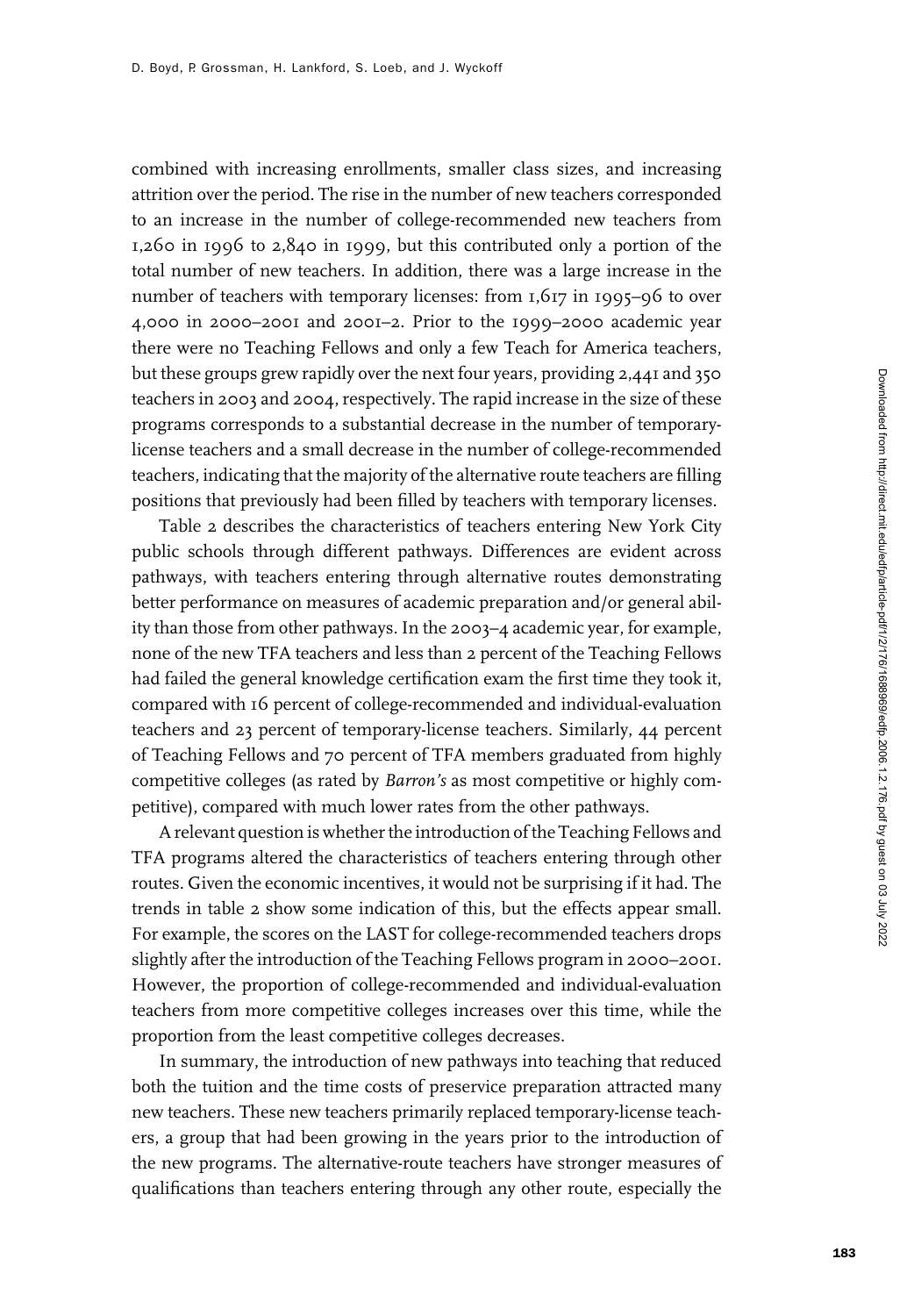combined with increasing enrollments, smaller class sizes, and increasing attrition over the period. The rise in the number of new teachers corresponded to an increase in the number of college-recommended new teachers from 1,260 in 1996 to 2,840 in 1999, but this contributed only a portion of the total number of new teachers. In addition, there was a large increase in the number of teachers with temporary licenses: from 1,617 in 1995–96 to over 4,000 in 2000–2001 and 2001–2. Prior to the 1999–2000 academic year there were no Teaching Fellows and only a few Teach for America teachers, but these groups grew rapidly over the next four years, providing 2,441 and 350 teachers in 2003 and 2004, respectively. The rapid increase in the size of these programs corresponds to a substantial decrease in the number of temporary-license teachers and a small decrease in the number of college-recommended teachers, indicating that the majority of the alternative route teachers are filling positions that previously had been filled by teachers with temporary licenses.

Table 2 describes the characteristics of teachers entering New York City public schools through different pathways. Differences are evident across pathways, with teachers entering through alternative routes demonstrating better performance on measures of academic preparation and/or general ability than those from other pathways. In the 2003–4 academic year, for example, none of the new TFA teachers and less than 2 percent of the Teaching Fellows had failed the general knowledge certification exam the first time they took it, compared with 16 percent of college-recommended and individual-evaluation teachers and 23 percent of temporary-license teachers. Similarly, 44 percent of Teaching Fellows and 70 percent of TFA members graduated from highly competitive colleges (as rated by *Barron's* as most competitive or highly competitive), compared with much lower rates from the other pathways.

A relevant question is whether the introduction of the Teaching Fellows and TFA programs altered the characteristics of teachers entering through other routes. Given the economic incentives, it would not be surprising if it had. The trends in table 2 show some indication of this, but the effects appear small. For example, the scores on the LAST for college-recommended teachers drops slightly after the introduction of the Teaching Fellows program in 2000–2001. However, the proportion of college-recommended and individual-evaluation teachers from more competitive colleges increases over this time, while the proportion from the least competitive colleges decreases.

In summary, the introduction of new pathways into teaching that reduced both the tuition and the time costs of preservice preparation attracted many new teachers. These new teachers primarily replaced temporary-license teachers, a group that had been growing in the years prior to the introduction of the new programs. The alternative-route teachers have stronger measures of qualifications than teachers entering through any other route, especially the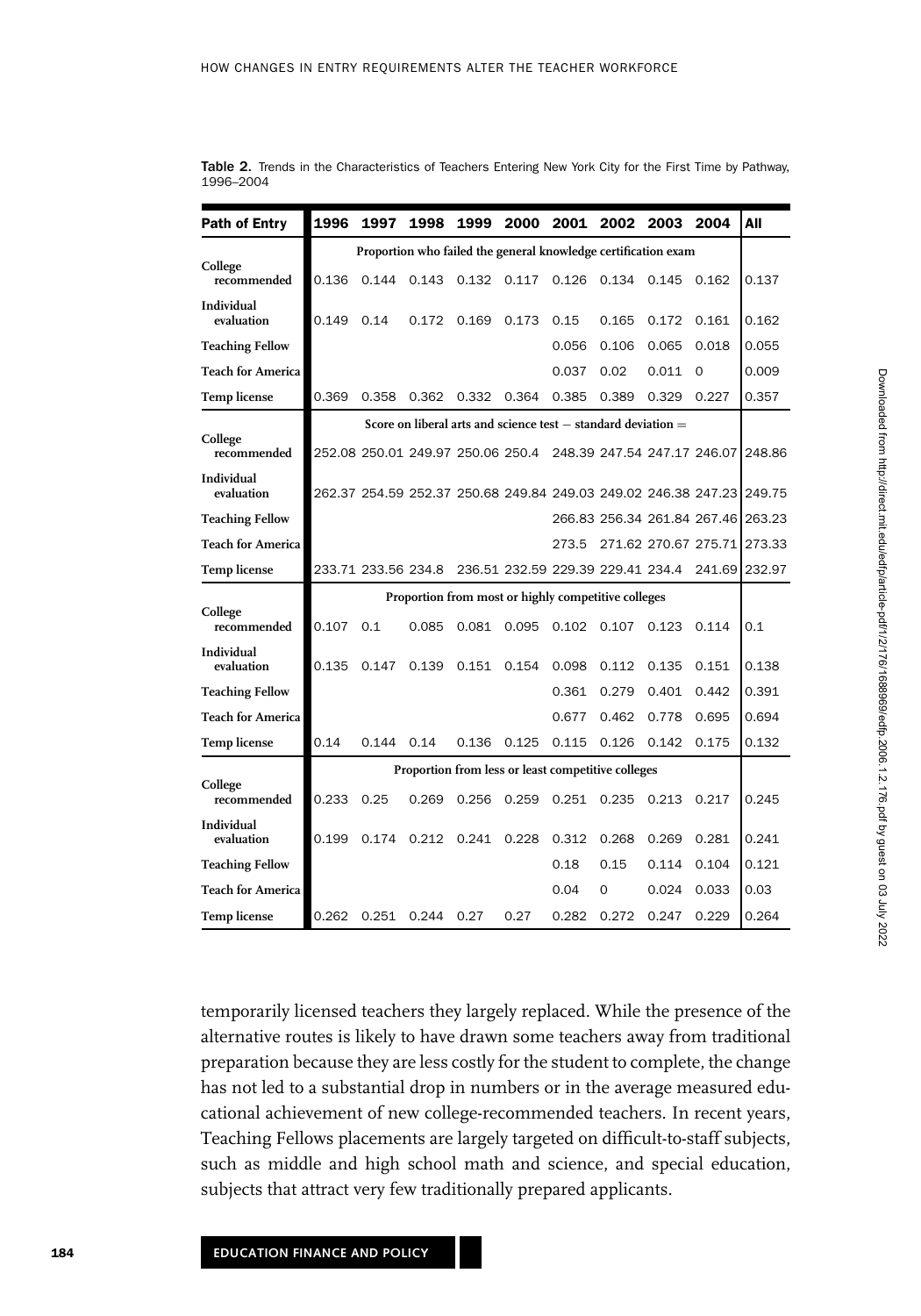**Table 2.** Trends in the Characteristics of Teachers Entering New York City for the First Time by Pathway, 1996–2004

| Path of Entry | 1996 | 1997 | 1998 | 1999 | 2000 | 2001 | 2002 | 2003 | 2004 | All |
|---|---|---|---|---|---|---|---|---|---|---|
| | *Proportion who failed the general knowledge certification exam* | | | | | | | | | |
| College recommended | 0.136 | 0.144 | 0.143 | 0.132 | 0.117 | 0.126 | 0.134 | 0.145 | 0.162 | 0.137 |
| Individual evaluation | 0.149 | 0.14 | 0.172 | 0.169 | 0.173 | 0.15 | 0.165 | 0.172 | 0.161 | 0.162 |
| Teaching Fellow | | | | | | 0.056 | 0.106 | 0.065 | 0.018 | 0.055 |
| Teach for America | | | | | | 0.037 | 0.02 | 0.011 | 0 | 0.009 |
| Temp license | 0.369 | 0.358 | 0.362 | 0.332 | 0.364 | 0.385 | 0.389 | 0.329 | 0.227 | 0.357 |
| | *Score on liberal arts and science test − standard deviation =* | | | | | | | | | |
| College recommended | 252.08 | 250.01 | 249.97 | 250.06 | 250.4 | 248.39 | 247.54 | 247.17 | 246.07 | 248.86 |
| Individual evaluation | 262.37 | 254.59 | 252.37 | 250.68 | 249.84 | 249.03 | 249.02 | 246.38 | 247.23 | 249.75 |
| Teaching Fellow | | | | | | 266.83 | 256.34 | 261.84 | 267.46 | 263.23 |
| Teach for America | | | | | | 273.5 | 271.62 | 270.67 | 275.71 | 273.33 |
| Temp license | 233.71 | 233.56 | 234.8 | 236.51 | 232.59 | 229.39 | 229.41 | 234.4 | 241.69 | 232.97 |
| | *Proportion from most or highly competitive colleges* | | | | | | | | | |
| College recommended | 0.107 | 0.1 | 0.085 | 0.081 | 0.095 | 0.102 | 0.107 | 0.123 | 0.114 | 0.1 |
| Individual evaluation | 0.135 | 0.147 | 0.139 | 0.151 | 0.154 | 0.098 | 0.112 | 0.135 | 0.151 | 0.138 |
| Teaching Fellow | | | | | | 0.361 | 0.279 | 0.401 | 0.442 | 0.391 |
| Teach for America | | | | | | 0.677 | 0.462 | 0.778 | 0.695 | 0.694 |
| Temp license | 0.14 | 0.144 | 0.14 | 0.136 | 0.125 | 0.115 | 0.126 | 0.142 | 0.175 | 0.132 |
| | *Proportion from less or least competitive colleges* | | | | | | | | | |
| College recommended | 0.233 | 0.25 | 0.269 | 0.256 | 0.259 | 0.251 | 0.235 | 0.213 | 0.217 | 0.245 |
| Individual evaluation | 0.199 | 0.174 | 0.212 | 0.241 | 0.228 | 0.312 | 0.268 | 0.269 | 0.281 | 0.241 |
| Teaching Fellow | | | | | | 0.18 | 0.15 | 0.114 | 0.104 | 0.121 |
| Teach for America | | | | | | 0.04 | 0 | 0.024 | 0.033 | 0.03 |
| Temp license | 0.262 | 0.251 | 0.244 | 0.27 | 0.27 | 0.282 | 0.272 | 0.247 | 0.229 | 0.264 |

temporarily licensed teachers they largely replaced. While the presence of the alternative routes is likely to have drawn some teachers away from traditional preparation because they are less costly for the student to complete, the change has not led to a substantial drop in numbers or in the average measured educational achievement of new college-recommended teachers. In recent years, Teaching Fellows placements are largely targeted on difficult-to-staff subjects, such as middle and high school math and science, and special education, subjects that attract very few traditionally prepared applicants.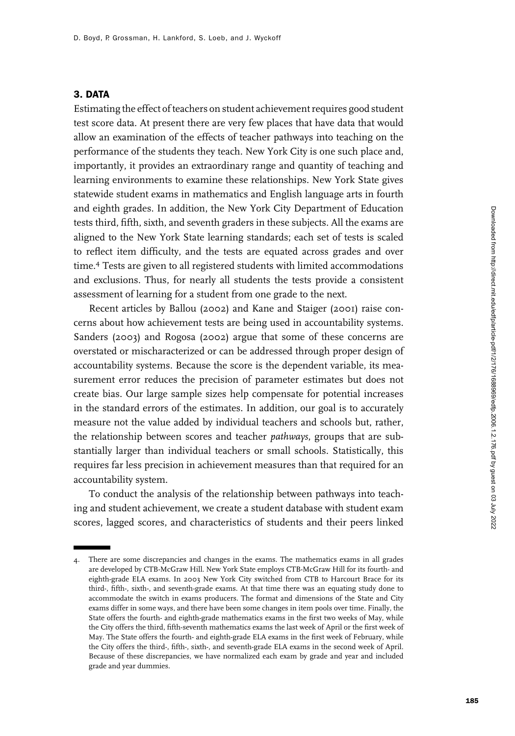## 3. DATA

Estimating the effect of teachers on student achievement requires good student test score data. At present there are very few places that have data that would allow an examination of the effects of teacher pathways into teaching on the performance of the students they teach. New York City is one such place and, importantly, it provides an extraordinary range and quantity of teaching and learning environments to examine these relationships. New York State gives statewide student exams in mathematics and English language arts in fourth and eighth grades. In addition, the New York City Department of Education tests third, fifth, sixth, and seventh graders in these subjects. All the exams are aligned to the New York State learning standards; each set of tests is scaled to reflect item difficulty, and the tests are equated across grades and over time.[4] Tests are given to all registered students with limited accommodations and exclusions. Thus, for nearly all students the tests provide a consistent assessment of learning for a student from one grade to the next.

Recent articles by Ballou (2002) and Kane and Staiger (2001) raise concerns about how achievement tests are being used in accountability systems. Sanders (2003) and Rogosa (2002) argue that some of these concerns are overstated or mischaracterized or can be addressed through proper design of accountability systems. Because the score is the dependent variable, its measurement error reduces the precision of parameter estimates but does not create bias. Our large sample sizes help compensate for potential increases in the standard errors of the estimates. In addition, our goal is to accurately measure not the value added by individual teachers and schools but, rather, the relationship between scores and teacher *pathways*, groups that are substantially larger than individual teachers or small schools. Statistically, this requires far less precision in achievement measures than that required for an accountability system.

To conduct the analysis of the relationship between pathways into teaching and student achievement, we create a student database with student exam scores, lagged scores, and characteristics of students and their peers linked

4. There are some discrepancies and changes in the exams. The mathematics exams in all grades are developed by CTB-McGraw Hill. New York State employs CTB-McGraw Hill for its fourth- and eighth-grade ELA exams. In 2003 New York City switched from CTB to Harcourt Brace for its third-, fifth-, sixth-, and seventh-grade exams. At that time there was an equating study done to accommodate the switch in exams producers. The format and dimensions of the State and City exams differ in some ways, and there have been some changes in item pools over time. Finally, the State offers the fourth- and eighth-grade mathematics exams in the first two weeks of May, while the City offers the third, fifth-seventh mathematics exams the last week of April or the first week of May. The State offers the fourth- and eighth-grade ELA exams in the first week of February, while the City offers the third-, fifth-, sixth-, and seventh-grade ELA exams in the second week of April. Because of these discrepancies, we have normalized each exam by grade and year and included grade and year dummies.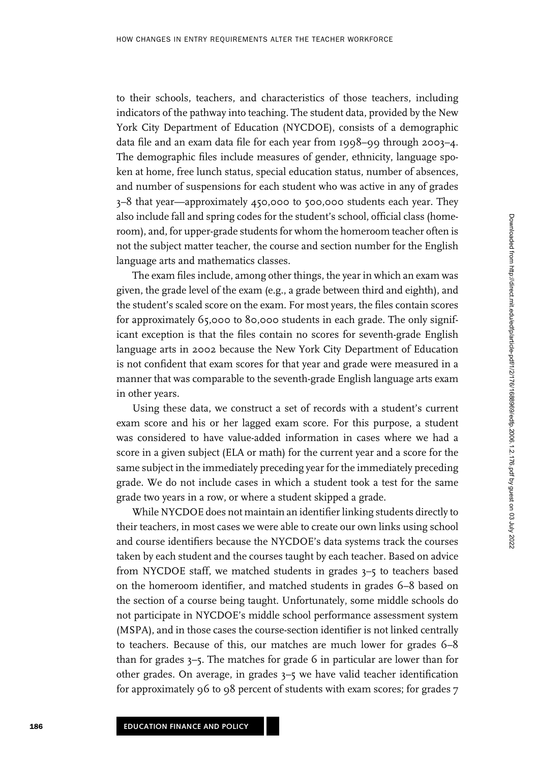to their schools, teachers, and characteristics of those teachers, including indicators of the pathway into teaching. The student data, provided by the New York City Department of Education (NYCDOE), consists of a demographic data file and an exam data file for each year from 1998–99 through 2003–4. The demographic files include measures of gender, ethnicity, language spoken at home, free lunch status, special education status, number of absences, and number of suspensions for each student who was active in any of grades 3–8 that year—approximately 450,000 to 500,000 students each year. They also include fall and spring codes for the student's school, official class (homeroom), and, for upper-grade students for whom the homeroom teacher often is not the subject matter teacher, the course and section number for the English language arts and mathematics classes.

The exam files include, among other things, the year in which an exam was given, the grade level of the exam (e.g., a grade between third and eighth), and the student's scaled score on the exam. For most years, the files contain scores for approximately 65,000 to 80,000 students in each grade. The only significant exception is that the files contain no scores for seventh-grade English language arts in 2002 because the New York City Department of Education is not confident that exam scores for that year and grade were measured in a manner that was comparable to the seventh-grade English language arts exam in other years.

Using these data, we construct a set of records with a student's current exam score and his or her lagged exam score. For this purpose, a student was considered to have value-added information in cases where we had a score in a given subject (ELA or math) for the current year and a score for the same subject in the immediately preceding year for the immediately preceding grade. We do not include cases in which a student took a test for the same grade two years in a row, or where a student skipped a grade.

While NYCDOE does not maintain an identifier linking students directly to their teachers, in most cases we were able to create our own links using school and course identifiers because the NYCDOE's data systems track the courses taken by each student and the courses taught by each teacher. Based on advice from NYCDOE staff, we matched students in grades 3–5 to teachers based on the homeroom identifier, and matched students in grades 6–8 based on the section of a course being taught. Unfortunately, some middle schools do not participate in NYCDOE's middle school performance assessment system (MSPA), and in those cases the course-section identifier is not linked centrally to teachers. Because of this, our matches are much lower for grades 6–8 than for grades 3–5. The matches for grade 6 in particular are lower than for other grades. On average, in grades 3–5 we have valid teacher identification for approximately 96 to 98 percent of students with exam scores; for grades 7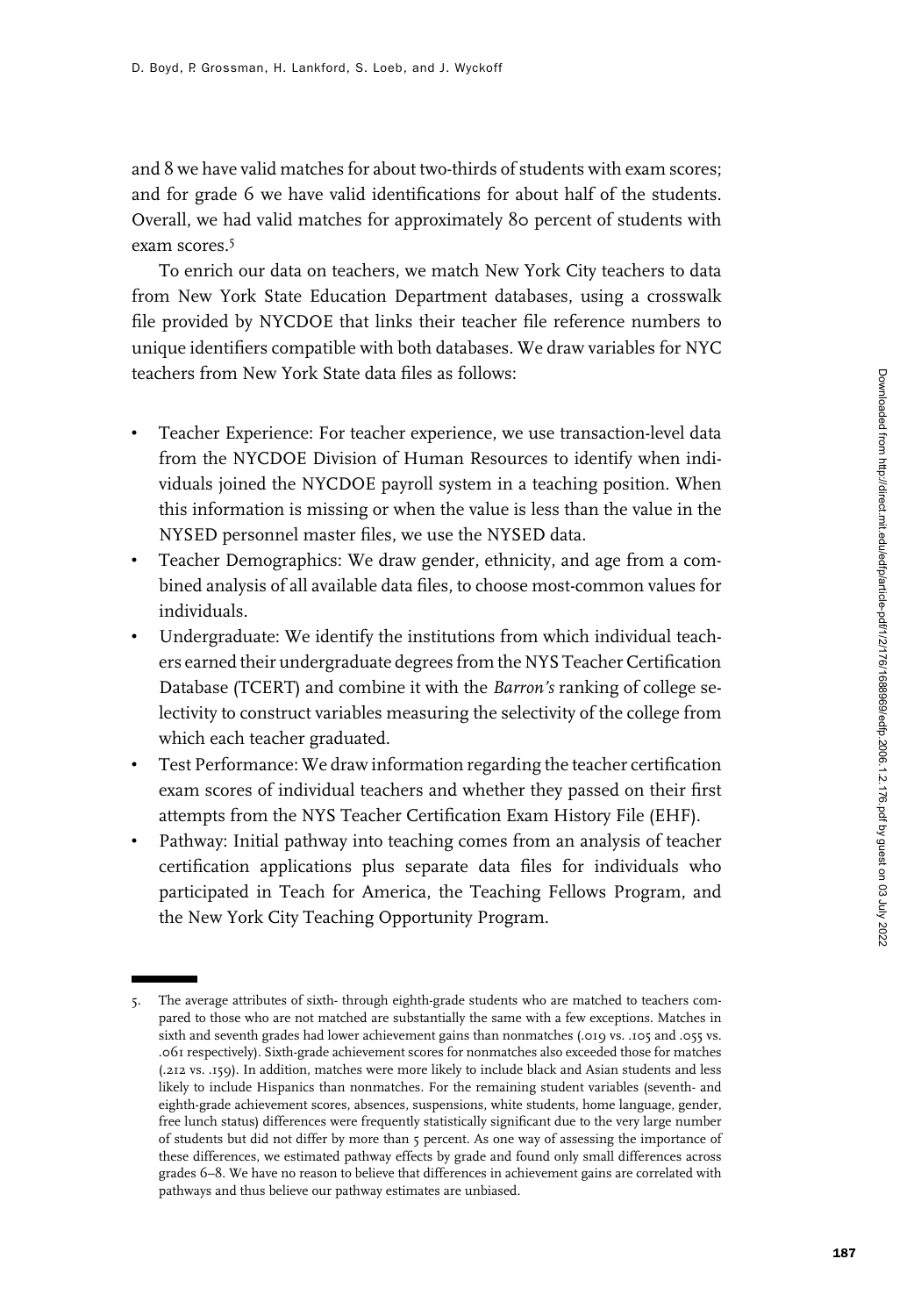and 8 we have valid matches for about two-thirds of students with exam scores; and for grade 6 we have valid identifications for about half of the students. Overall, we had valid matches for approximately 80 percent of students with exam scores.[5]

To enrich our data on teachers, we match New York City teachers to data from New York State Education Department databases, using a crosswalk file provided by NYCDOE that links their teacher file reference numbers to unique identifiers compatible with both databases. We draw variables for NYC teachers from New York State data files as follows:

- Teacher Experience: For teacher experience, we use transaction-level data from the NYCDOE Division of Human Resources to identify when individuals joined the NYCDOE payroll system in a teaching position. When this information is missing or when the value is less than the value in the NYSED personnel master files, we use the NYSED data.
- Teacher Demographics: We draw gender, ethnicity, and age from a combined analysis of all available data files, to choose most-common values for individuals.
- Undergraduate: We identify the institutions from which individual teachers earned their undergraduate degrees from the NYS Teacher Certification Database (TCERT) and combine it with the *Barron's* ranking of college selectivity to construct variables measuring the selectivity of the college from which each teacher graduated.
- Test Performance: We draw information regarding the teacher certification exam scores of individual teachers and whether they passed on their first attempts from the NYS Teacher Certification Exam History File (EHF).
- Pathway: Initial pathway into teaching comes from an analysis of teacher certification applications plus separate data files for individuals who participated in Teach for America, the Teaching Fellows Program, and the New York City Teaching Opportunity Program.

5. The average attributes of sixth- through eighth-grade students who are matched to teachers compared to those who are not matched are substantially the same with a few exceptions. Matches in sixth and seventh grades had lower achievement gains than nonmatches (.019 vs. .105 and .055 vs. .061 respectively). Sixth-grade achievement scores for nonmatches also exceeded those for matches (.212 vs. .159). In addition, matches were more likely to include black and Asian students and less likely to include Hispanics than nonmatches. For the remaining student variables (seventh- and eighth-grade achievement scores, absences, suspensions, white students, home language, gender, free lunch status) differences were frequently statistically significant due to the very large number of students but did not differ by more than 5 percent. As one way of assessing the importance of these differences, we estimated pathway effects by grade and found only small differences across grades 6–8. We have no reason to believe that differences in achievement gains are correlated with pathways and thus believe our pathway estimates are unbiased.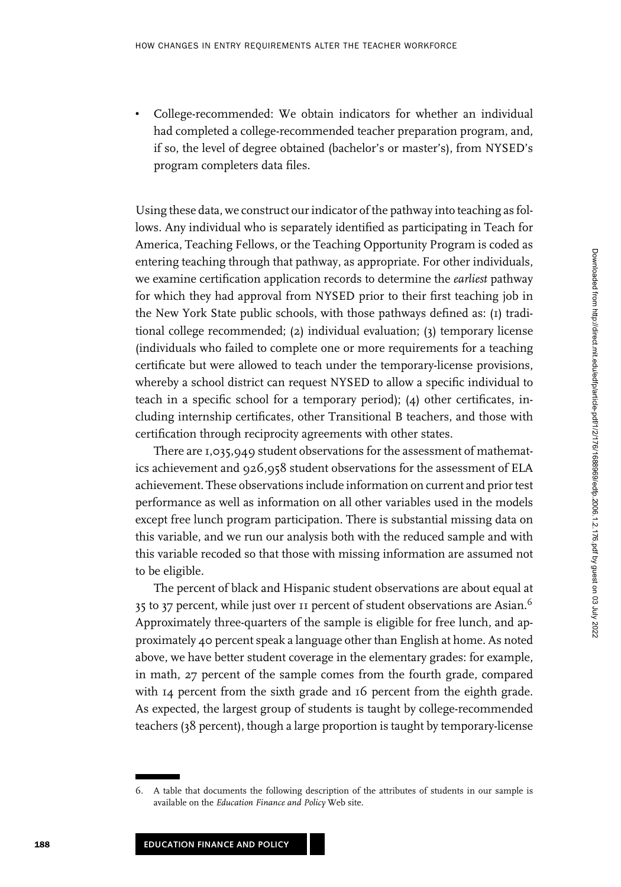- College-recommended: We obtain indicators for whether an individual had completed a college-recommended teacher preparation program, and, if so, the level of degree obtained (bachelor's or master's), from NYSED's program completers data files.

Using these data, we construct our indicator of the pathway into teaching as follows. Any individual who is separately identified as participating in Teach for America, Teaching Fellows, or the Teaching Opportunity Program is coded as entering teaching through that pathway, as appropriate. For other individuals, we examine certification application records to determine the *earliest* pathway for which they had approval from NYSED prior to their first teaching job in the New York State public schools, with those pathways defined as: (1) traditional college recommended; (2) individual evaluation; (3) temporary license (individuals who failed to complete one or more requirements for a teaching certificate but were allowed to teach under the temporary-license provisions, whereby a school district can request NYSED to allow a specific individual to teach in a specific school for a temporary period); (4) other certificates, including internship certificates, other Transitional B teachers, and those with certification through reciprocity agreements with other states.

There are 1,035,949 student observations for the assessment of mathematics achievement and 926,958 student observations for the assessment of ELA achievement. These observations include information on current and prior test performance as well as information on all other variables used in the models except free lunch program participation. There is substantial missing data on this variable, and we run our analysis both with the reduced sample and with this variable recoded so that those with missing information are assumed not to be eligible.

The percent of black and Hispanic student observations are about equal at 35 to 37 percent, while just over 11 percent of student observations are Asian.[6] Approximately three-quarters of the sample is eligible for free lunch, and approximately 40 percent speak a language other than English at home. As noted above, we have better student coverage in the elementary grades: for example, in math, 27 percent of the sample comes from the fourth grade, compared with 14 percent from the sixth grade and 16 percent from the eighth grade. As expected, the largest group of students is taught by college-recommended teachers (38 percent), though a large proportion is taught by temporary-license

6. A table that documents the following description of the attributes of students in our sample is available on the *Education Finance and Policy* Web site.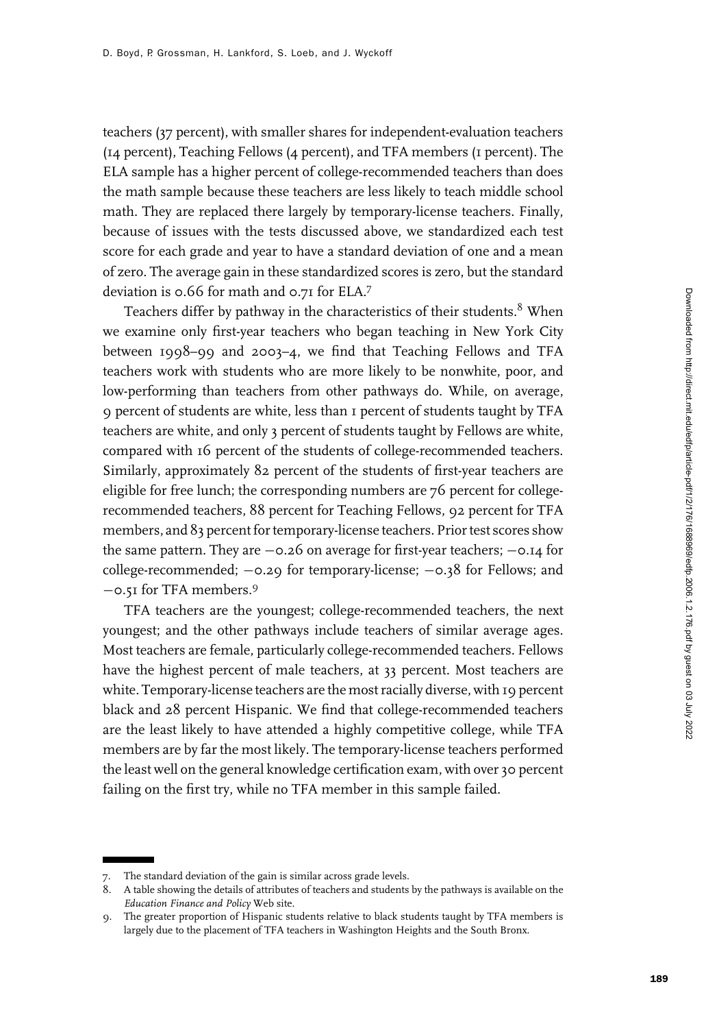teachers (37 percent), with smaller shares for independent-evaluation teachers (14 percent), Teaching Fellows (4 percent), and TFA members (1 percent). The ELA sample has a higher percent of college-recommended teachers than does the math sample because these teachers are less likely to teach middle school math. They are replaced there largely by temporary-license teachers. Finally, because of issues with the tests discussed above, we standardized each test score for each grade and year to have a standard deviation of one and a mean of zero. The average gain in these standardized scores is zero, but the standard deviation is 0.66 for math and 0.71 for ELA.[7]

Teachers differ by pathway in the characteristics of their students.[8] When we examine only first-year teachers who began teaching in New York City between 1998–99 and 2003–4, we find that Teaching Fellows and TFA teachers work with students who are more likely to be nonwhite, poor, and low-performing than teachers from other pathways do. While, on average, 9 percent of students are white, less than 1 percent of students taught by TFA teachers are white, and only 3 percent of students taught by Fellows are white, compared with 16 percent of the students of college-recommended teachers. Similarly, approximately 82 percent of the students of first-year teachers are eligible for free lunch; the corresponding numbers are 76 percent for college-recommended teachers, 88 percent for Teaching Fellows, 92 percent for TFA members, and 83 percent for temporary-license teachers. Prior test scores show the same pattern. They are −0.26 on average for first-year teachers; −0.14 for college-recommended; −0.29 for temporary-license; −0.38 for Fellows; and −0.51 for TFA members.[9]

TFA teachers are the youngest; college-recommended teachers, the next youngest; and the other pathways include teachers of similar average ages. Most teachers are female, particularly college-recommended teachers. Fellows have the highest percent of male teachers, at 33 percent. Most teachers are white. Temporary-license teachers are the most racially diverse, with 19 percent black and 28 percent Hispanic. We find that college-recommended teachers are the least likely to have attended a highly competitive college, while TFA members are by far the most likely. The temporary-license teachers performed the least well on the general knowledge certification exam, with over 30 percent failing on the first try, while no TFA member in this sample failed.

---

7. The standard deviation of the gain is similar across grade levels.
8. A table showing the details of attributes of teachers and students by the pathways is available on the *Education Finance and Policy* Web site.
9. The greater proportion of Hispanic students relative to black students taught by TFA members is largely due to the placement of TFA teachers in Washington Heights and the South Bronx.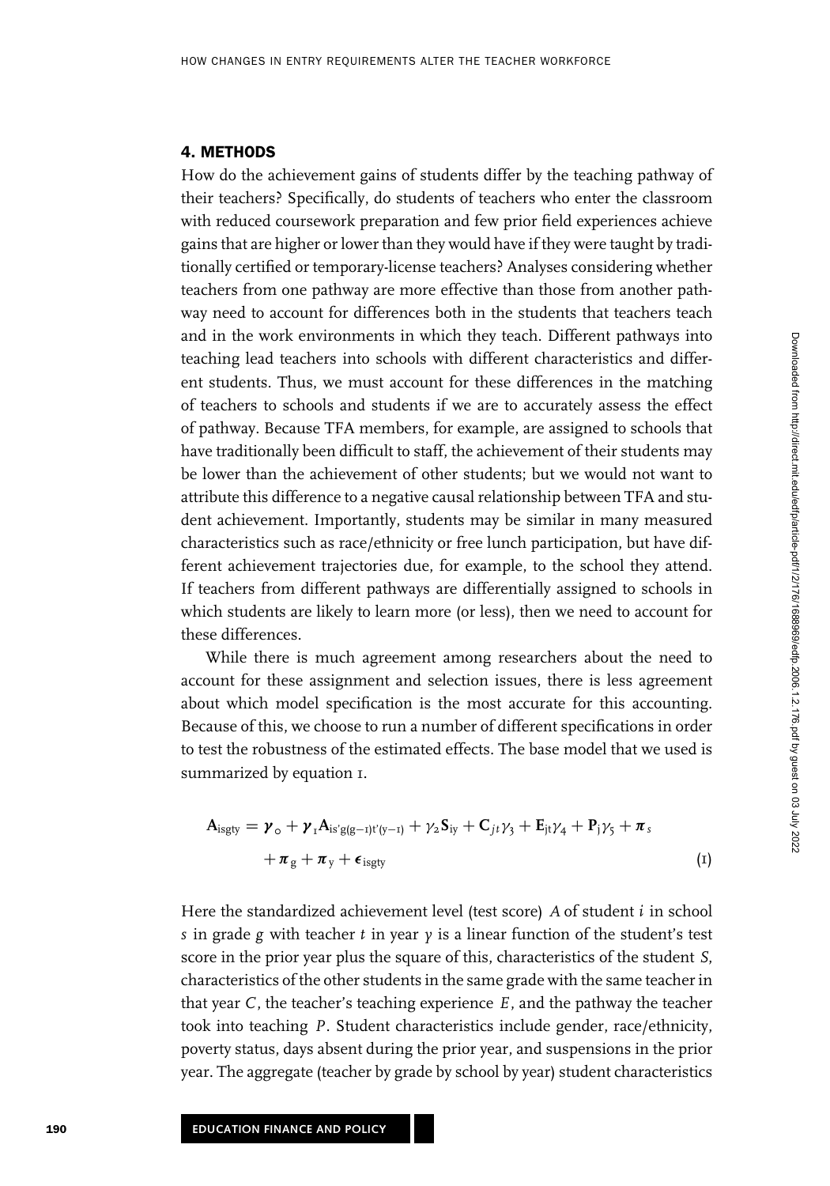## 4. METHODS

How do the achievement gains of students differ by the teaching pathway of their teachers? Specifically, do students of teachers who enter the classroom with reduced coursework preparation and few prior field experiences achieve gains that are higher or lower than they would have if they were taught by traditionally certified or temporary-license teachers? Analyses considering whether teachers from one pathway are more effective than those from another pathway need to account for differences both in the students that teachers teach and in the work environments in which they teach. Different pathways into teaching lead teachers into schools with different characteristics and different students. Thus, we must account for these differences in the matching of teachers to schools and students if we are to accurately assess the effect of pathway. Because TFA members, for example, are assigned to schools that have traditionally been difficult to staff, the achievement of their students may be lower than the achievement of other students; but we would not want to attribute this difference to a negative causal relationship between TFA and student achievement. Importantly, students may be similar in many measured characteristics such as race/ethnicity or free lunch participation, but have different achievement trajectories due, for example, to the school they attend. If teachers from different pathways are differentially assigned to schools in which students are likely to learn more (or less), then we need to account for these differences.

While there is much agreement among researchers about the need to account for these assignment and selection issues, there is less agreement about which model specification is the most accurate for this accounting. Because of this, we choose to run a number of different specifications in order to test the robustness of the estimated effects. The base model that we used is summarized by equation 1.

$$\mathbf{A}_{isgty} = \boldsymbol{\gamma}_0 + \boldsymbol{\gamma}_1 \mathbf{A}_{is'g(g-1)t'(y-1)} + \gamma_2 \mathbf{S}_{iy} + \mathbf{C}_{jt}\gamma_3 + \mathbf{E}_{jt}\gamma_4 + \mathbf{P}_j\gamma_5 + \boldsymbol{\pi}_s + \boldsymbol{\pi}_g + \boldsymbol{\pi}_y + \boldsymbol{\epsilon}_{isgty} \quad (1)$$

Here the standardized achievement level (test score) $A$ of student $i$ in school $s$ in grade $g$ with teacher $t$ in year $y$ is a linear function of the student's test score in the prior year plus the square of this, characteristics of the student $S$, characteristics of the other students in the same grade with the same teacher in that year $C$, the teacher's teaching experience $E$, and the pathway the teacher took into teaching $P$. Student characteristics include gender, race/ethnicity, poverty status, days absent during the prior year, and suspensions in the prior year. The aggregate (teacher by grade by school by year) student characteristics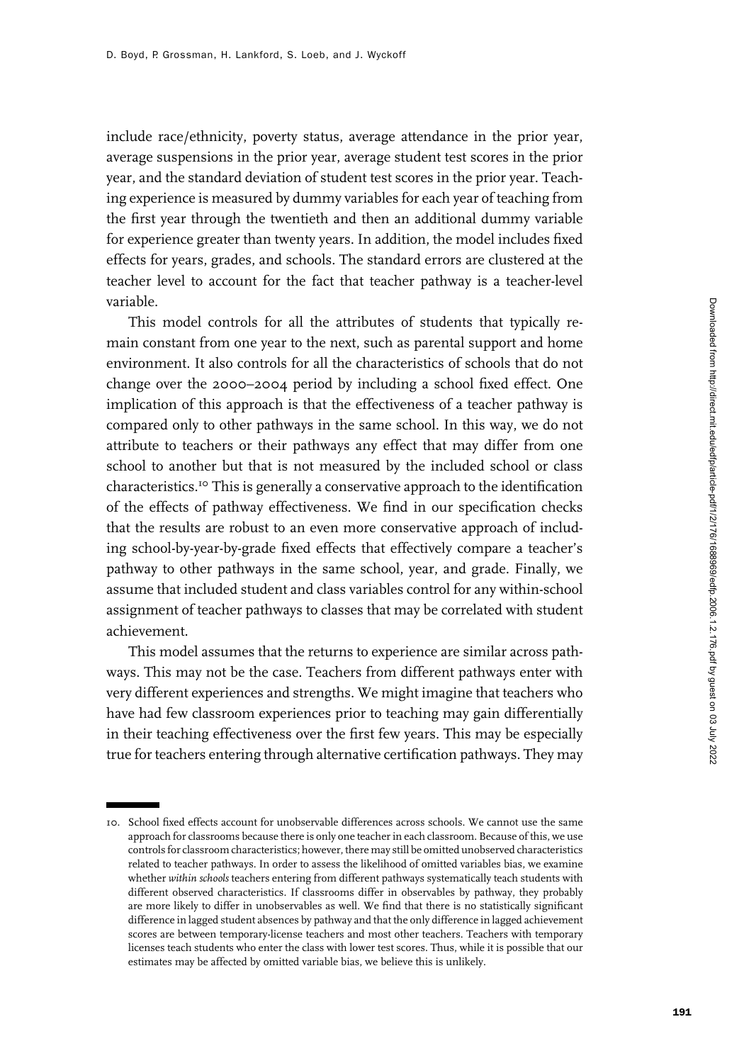include race/ethnicity, poverty status, average attendance in the prior year, average suspensions in the prior year, average student test scores in the prior year, and the standard deviation of student test scores in the prior year. Teaching experience is measured by dummy variables for each year of teaching from the first year through the twentieth and then an additional dummy variable for experience greater than twenty years. In addition, the model includes fixed effects for years, grades, and schools. The standard errors are clustered at the teacher level to account for the fact that teacher pathway is a teacher-level variable.

This model controls for all the attributes of students that typically remain constant from one year to the next, such as parental support and home environment. It also controls for all the characteristics of schools that do not change over the 2000–2004 period by including a school fixed effect. One implication of this approach is that the effectiveness of a teacher pathway is compared only to other pathways in the same school. In this way, we do not attribute to teachers or their pathways any effect that may differ from one school to another but that is not measured by the included school or class characteristics.[10] This is generally a conservative approach to the identification of the effects of pathway effectiveness. We find in our specification checks that the results are robust to an even more conservative approach of including school-by-year-by-grade fixed effects that effectively compare a teacher's pathway to other pathways in the same school, year, and grade. Finally, we assume that included student and class variables control for any within-school assignment of teacher pathways to classes that may be correlated with student achievement.

This model assumes that the returns to experience are similar across pathways. This may not be the case. Teachers from different pathways enter with very different experiences and strengths. We might imagine that teachers who have had few classroom experiences prior to teaching may gain differentially in their teaching effectiveness over the first few years. This may be especially true for teachers entering through alternative certification pathways. They may

---

10. School fixed effects account for unobservable differences across schools. We cannot use the same approach for classrooms because there is only one teacher in each classroom. Because of this, we use controls for classroom characteristics; however, there may still be omitted unobserved characteristics related to teacher pathways. In order to assess the likelihood of omitted variables bias, we examine whether *within schools* teachers entering from different pathways systematically teach students with different observed characteristics. If classrooms differ in observables by pathway, they probably are more likely to differ in unobservables as well. We find that there is no statistically significant difference in lagged student absences by pathway and that the only difference in lagged achievement scores are between temporary-license teachers and most other teachers. Teachers with temporary licenses teach students who enter the class with lower test scores. Thus, while it is possible that our estimates may be affected by omitted variable bias, we believe this is unlikely.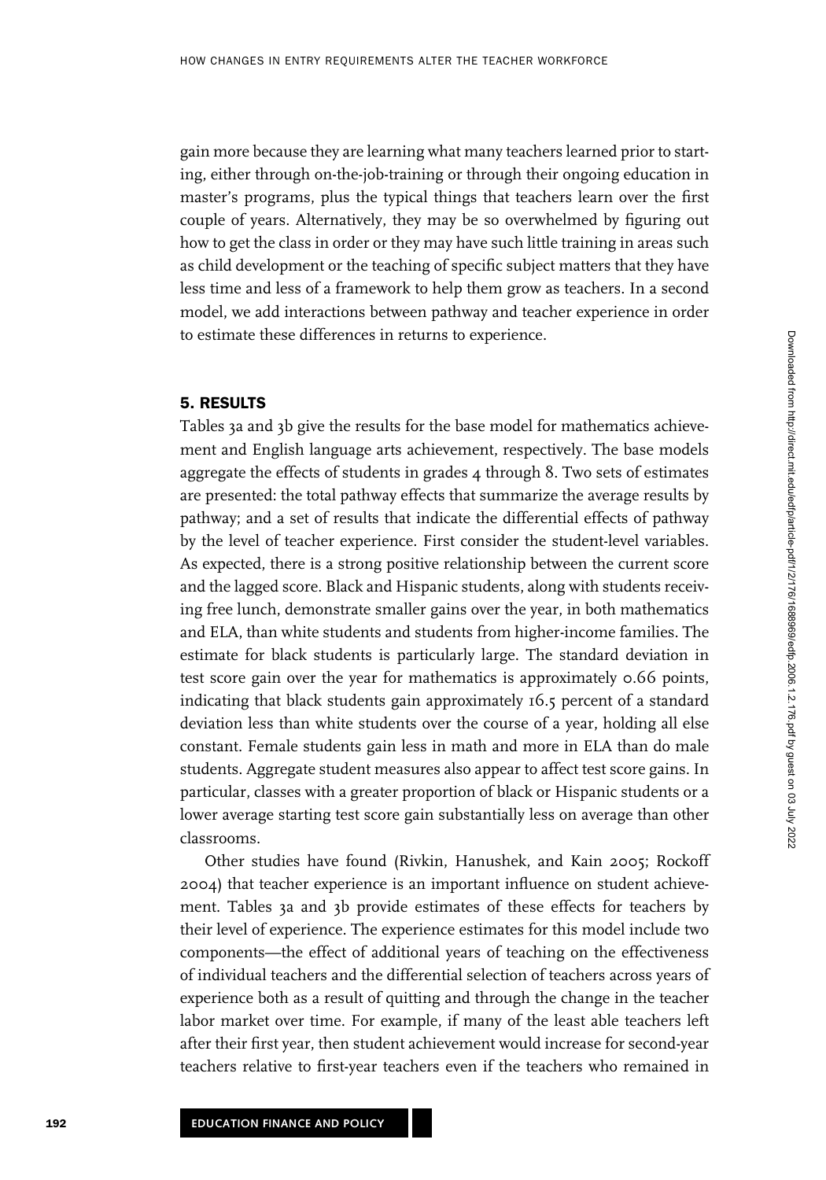gain more because they are learning what many teachers learned prior to starting, either through on-the-job-training or through their ongoing education in master's programs, plus the typical things that teachers learn over the first couple of years. Alternatively, they may be so overwhelmed by figuring out how to get the class in order or they may have such little training in areas such as child development or the teaching of specific subject matters that they have less time and less of a framework to help them grow as teachers. In a second model, we add interactions between pathway and teacher experience in order to estimate these differences in returns to experience.

## 5. RESULTS

Tables 3a and 3b give the results for the base model for mathematics achievement and English language arts achievement, respectively. The base models aggregate the effects of students in grades 4 through 8. Two sets of estimates are presented: the total pathway effects that summarize the average results by pathway; and a set of results that indicate the differential effects of pathway by the level of teacher experience. First consider the student-level variables. As expected, there is a strong positive relationship between the current score and the lagged score. Black and Hispanic students, along with students receiving free lunch, demonstrate smaller gains over the year, in both mathematics and ELA, than white students and students from higher-income families. The estimate for black students is particularly large. The standard deviation in test score gain over the year for mathematics is approximately 0.66 points, indicating that black students gain approximately 16.5 percent of a standard deviation less than white students over the course of a year, holding all else constant. Female students gain less in math and more in ELA than do male students. Aggregate student measures also appear to affect test score gains. In particular, classes with a greater proportion of black or Hispanic students or a lower average starting test score gain substantially less on average than other classrooms.

Other studies have found (Rivkin, Hanushek, and Kain 2005; Rockoff 2004) that teacher experience is an important influence on student achievement. Tables 3a and 3b provide estimates of these effects for teachers by their level of experience. The experience estimates for this model include two components—the effect of additional years of teaching on the effectiveness of individual teachers and the differential selection of teachers across years of experience both as a result of quitting and through the change in the teacher labor market over time. For example, if many of the least able teachers left after their first year, then student achievement would increase for second-year teachers relative to first-year teachers even if the teachers who remained in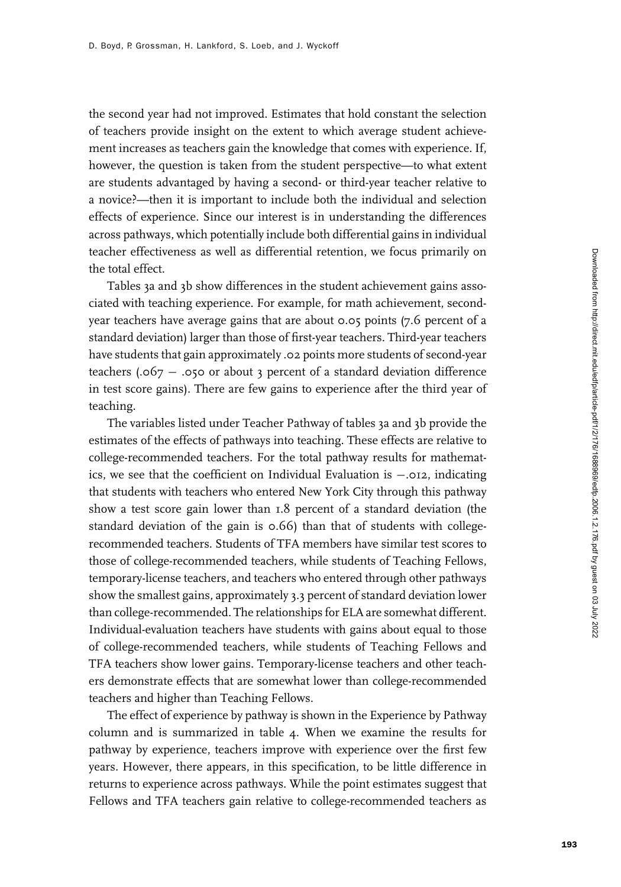the second year had not improved. Estimates that hold constant the selection of teachers provide insight on the extent to which average student achievement increases as teachers gain the knowledge that comes with experience. If, however, the question is taken from the student perspective—to what extent are students advantaged by having a second- or third-year teacher relative to a novice?—then it is important to include both the individual and selection effects of experience. Since our interest is in understanding the differences across pathways, which potentially include both differential gains in individual teacher effectiveness as well as differential retention, we focus primarily on the total effect.

Tables 3a and 3b show differences in the student achievement gains associated with teaching experience. For example, for math achievement, second-year teachers have average gains that are about 0.05 points (7.6 percent of a standard deviation) larger than those of first-year teachers. Third-year teachers have students that gain approximately .02 points more students of second-year teachers (.067 − .050 or about 3 percent of a standard deviation difference in test score gains). There are few gains to experience after the third year of teaching.

The variables listed under Teacher Pathway of tables 3a and 3b provide the estimates of the effects of pathways into teaching. These effects are relative to college-recommended teachers. For the total pathway results for mathematics, we see that the coefficient on Individual Evaluation is −.012, indicating that students with teachers who entered New York City through this pathway show a test score gain lower than 1.8 percent of a standard deviation (the standard deviation of the gain is 0.66) than that of students with college-recommended teachers. Students of TFA members have similar test scores to those of college-recommended teachers, while students of Teaching Fellows, temporary-license teachers, and teachers who entered through other pathways show the smallest gains, approximately 3.3 percent of standard deviation lower than college-recommended. The relationships for ELA are somewhat different. Individual-evaluation teachers have students with gains about equal to those of college-recommended teachers, while students of Teaching Fellows and TFA teachers show lower gains. Temporary-license teachers and other teachers demonstrate effects that are somewhat lower than college-recommended teachers and higher than Teaching Fellows.

The effect of experience by pathway is shown in the Experience by Pathway column and is summarized in table 4. When we examine the results for pathway by experience, teachers improve with experience over the first few years. However, there appears, in this specification, to be little difference in returns to experience across pathways. While the point estimates suggest that Fellows and TFA teachers gain relative to college-recommended teachers as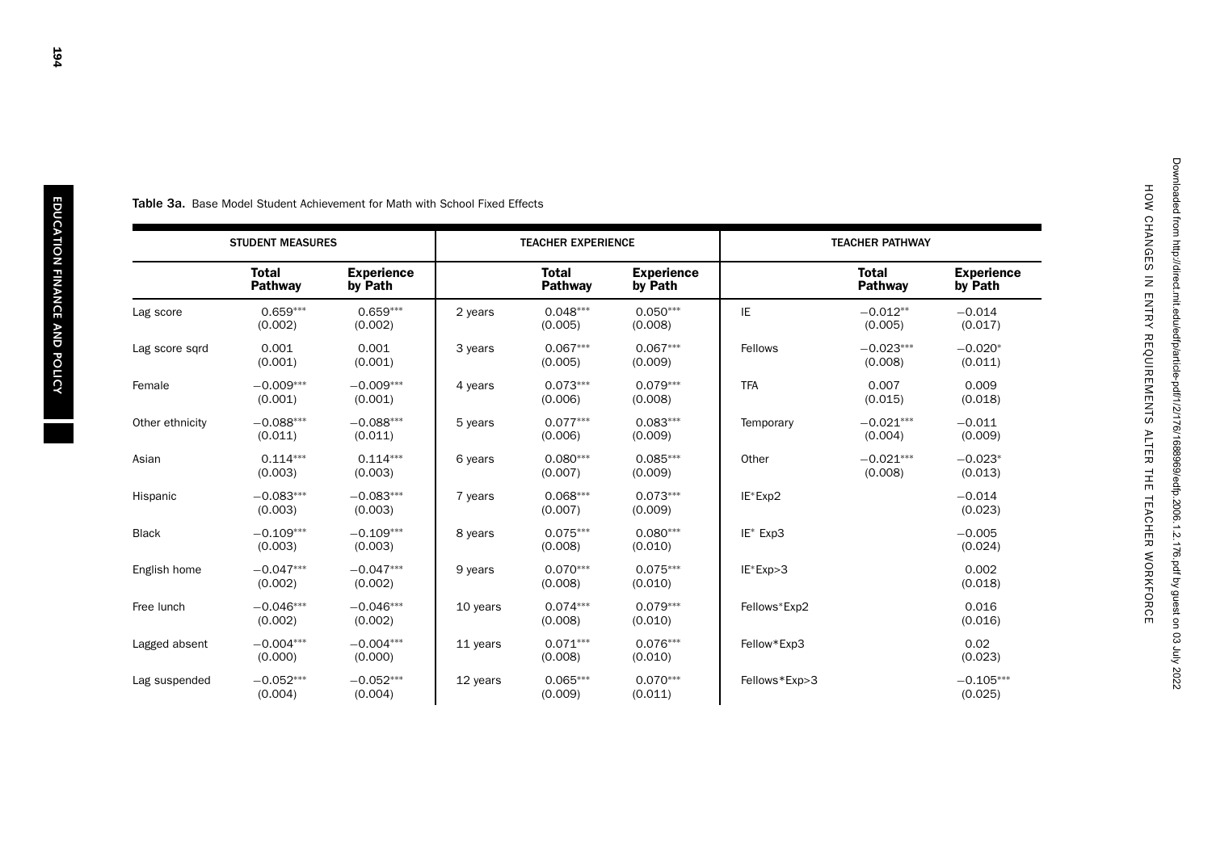**Table 3a.** Base Model Student Achievement for Math with School Fixed Effects

| STUDENT MEASURES | | | TEACHER EXPERIENCE | | | TEACHER PATHWAY | | |
|---|---|---|---|---|---|---|---|---|
| | **Total Pathway** | **Experience by Path** | | **Total Pathway** | **Experience by Path** | | **Total Pathway** | **Experience by Path** |
| Lag score | 0.659*** (0.002) | 0.659*** (0.002) | 2 years | 0.048*** (0.005) | 0.050*** (0.008) | IE | −0.012** (0.005) | −0.014 (0.017) |
| Lag score sqrd | 0.001 (0.001) | 0.001 (0.001) | 3 years | 0.067*** (0.005) | 0.067*** (0.009) | Fellows | −0.023*** (0.008) | −0.020* (0.011) |
| Female | −0.009*** (0.001) | −0.009*** (0.001) | 4 years | 0.073*** (0.006) | 0.079*** (0.008) | TFA | 0.007 (0.015) | 0.009 (0.018) |
| Other ethnicity | −0.088*** (0.011) | −0.088*** (0.011) | 5 years | 0.077*** (0.006) | 0.083*** (0.009) | Temporary | −0.021*** (0.004) | −0.011 (0.009) |
| Asian | 0.114*** (0.003) | 0.114*** (0.003) | 6 years | 0.080*** (0.007) | 0.085*** (0.009) | Other | −0.021*** (0.008) | −0.023* (0.013) |
| Hispanic | −0.083*** (0.003) | −0.083*** (0.003) | 7 years | 0.068*** (0.007) | 0.073*** (0.009) | IE*Exp2 | | −0.014 (0.023) |
| Black | −0.109*** (0.003) | −0.109*** (0.003) | 8 years | 0.075*** (0.008) | 0.080*** (0.010) | IE* Exp3 | | −0.005 (0.024) |
| English home | −0.047*** (0.002) | −0.047*** (0.002) | 9 years | 0.070*** (0.008) | 0.075*** (0.010) | IE*Exp>3 | | 0.002 (0.018) |
| Free lunch | −0.046*** (0.002) | −0.046*** (0.002) | 10 years | 0.074*** (0.008) | 0.079*** (0.010) | Fellows*Exp2 | | 0.016 (0.016) |
| Lagged absent | −0.004*** (0.000) | −0.004*** (0.000) | 11 years | 0.071*** (0.008) | 0.076*** (0.010) | Fellow*Exp3 | | 0.02 (0.023) |
| Lag suspended | −0.052*** (0.004) | −0.052*** (0.004) | 12 years | 0.065*** (0.009) | 0.070*** (0.011) | Fellows*Exp>3 | | −0.105*** (0.025) |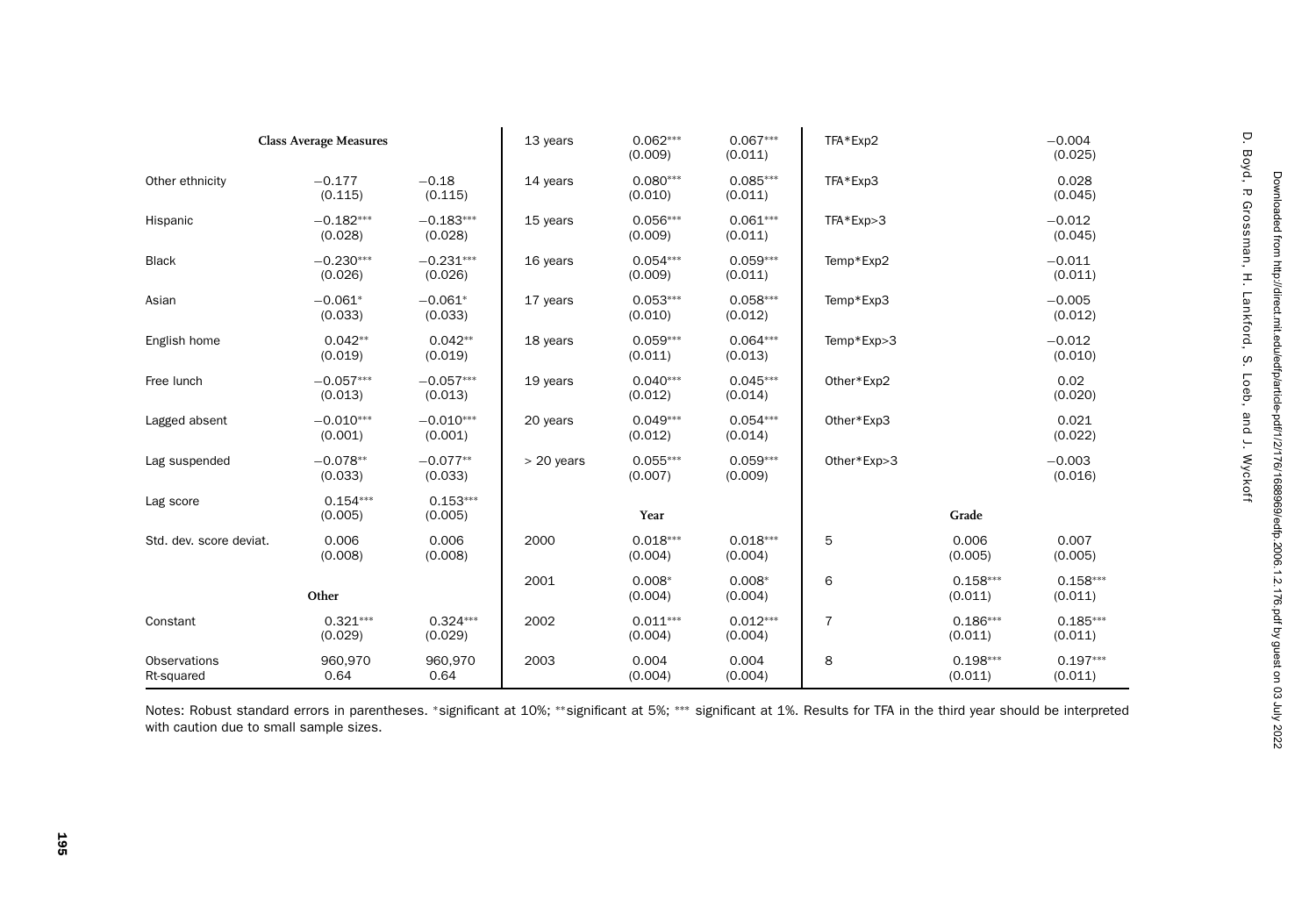| Class Average Measures | | | 13 years | 0.062*** (0.009) | 0.067*** (0.011) | TFA*Exp2 | | −0.004 (0.025) |
|---|---|---|---|---|---|---|---|---|
| Other ethnicity | −0.177 (0.115) | −0.18 (0.115) | 14 years | 0.080*** (0.010) | 0.085*** (0.011) | TFA*Exp3 | | 0.028 (0.045) |
| Hispanic | −0.182*** (0.028) | −0.183*** (0.028) | 15 years | 0.056*** (0.009) | 0.061*** (0.011) | TFA*Exp>3 | | −0.012 (0.045) |
| Black | −0.230*** (0.026) | −0.231*** (0.026) | 16 years | 0.054*** (0.009) | 0.059*** (0.011) | Temp*Exp2 | | −0.011 (0.011) |
| Asian | −0.061* (0.033) | −0.061* (0.033) | 17 years | 0.053*** (0.010) | 0.058*** (0.012) | Temp*Exp3 | | −0.005 (0.012) |
| English home | 0.042** (0.019) | 0.042** (0.019) | 18 years | 0.059*** (0.011) | 0.064*** (0.013) | Temp*Exp>3 | | −0.012 (0.010) |
| Free lunch | −0.057*** (0.013) | −0.057*** (0.013) | 19 years | 0.040*** (0.012) | 0.045*** (0.014) | Other*Exp2 | | 0.02 (0.020) |
| Lagged absent | −0.010*** (0.001) | −0.010*** (0.001) | 20 years | 0.049*** (0.012) | 0.054*** (0.014) | Other*Exp3 | | 0.021 (0.022) |
| Lag suspended | −0.078** (0.033) | −0.077** (0.033) | > 20 years | 0.055*** (0.007) | 0.059*** (0.009) | Other*Exp>3 | | −0.003 (0.016) |
| Lag score | 0.154*** (0.005) | 0.153*** (0.005) | | **Year** | | | **Grade** | |
| Std. dev. score deviat. | 0.006 (0.008) | 0.006 (0.008) | 2000 | 0.018*** (0.004) | 0.018*** (0.004) | 5 | 0.006 (0.005) | 0.007 (0.005) |
| | **Other** | | 2001 | 0.008* (0.004) | 0.008* (0.004) | 6 | 0.158*** (0.011) | 0.158*** (0.011) |
| Constant | 0.321*** (0.029) | 0.324*** (0.029) | 2002 | 0.011*** (0.004) | 0.012*** (0.004) | 7 | 0.186*** (0.011) | 0.185*** (0.011) |
| Observations<br>Rt-squared | 960,970<br>0.64 | 960,970<br>0.64 | 2003 | 0.004 (0.004) | 0.004 (0.004) | 8 | 0.198*** (0.011) | 0.197*** (0.011) |

Notes: Robust standard errors in parentheses. *significant at 10%; **significant at 5%; *** significant at 1%. Results for TFA in the third year should be interpreted with caution due to small sample sizes.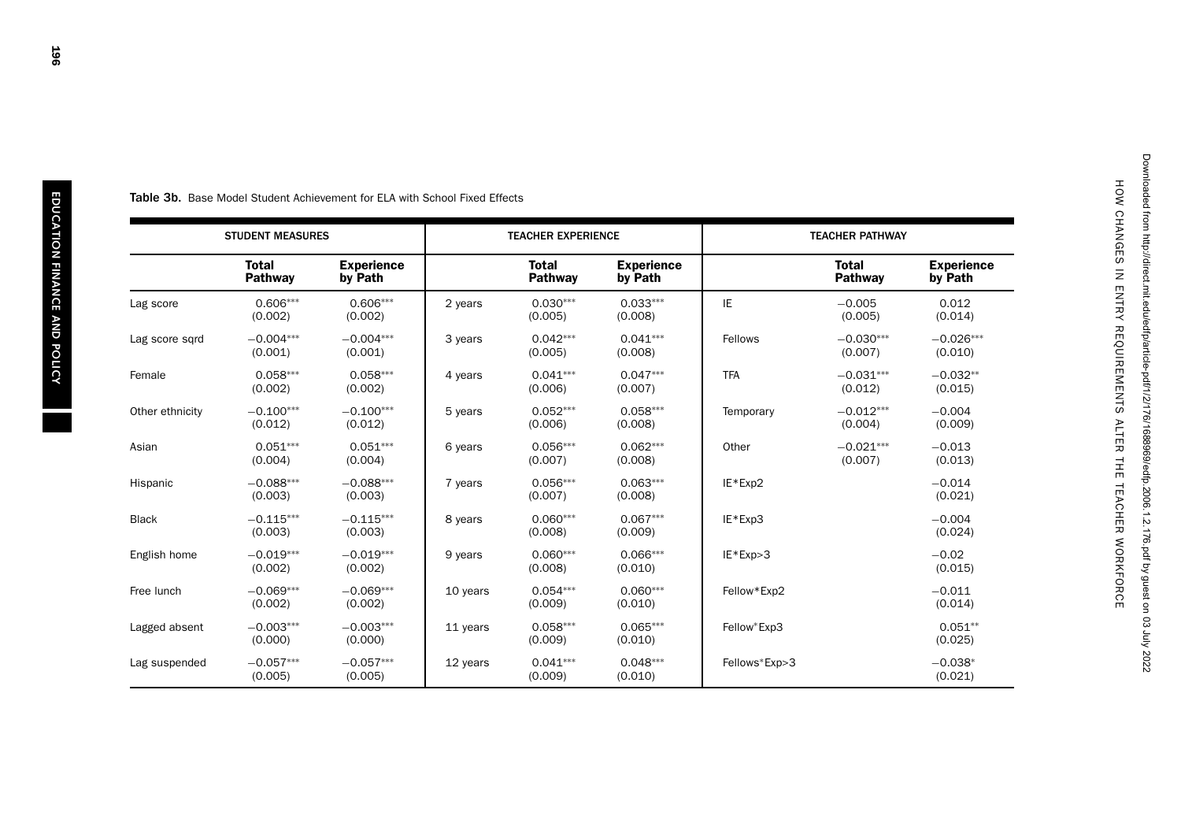**Table 3b.** Base Model Student Achievement for ELA with School Fixed Effects

| STUDENT MEASURES | | | TEACHER EXPERIENCE | | | TEACHER PATHWAY | | |
|---|---|---|---|---|---|---|---|---|
| | **Total Pathway** | **Experience by Path** | | **Total Pathway** | **Experience by Path** | | **Total Pathway** | **Experience by Path** |
| Lag score | 0.606*** (0.002) | 0.606*** (0.002) | 2 years | 0.030*** (0.005) | 0.033*** (0.008) | IE | −0.005 (0.005) | 0.012 (0.014) |
| Lag score sqrd | −0.004*** (0.001) | −0.004*** (0.001) | 3 years | 0.042*** (0.005) | 0.041*** (0.008) | Fellows | −0.030*** (0.007) | −0.026*** (0.010) |
| Female | 0.058*** (0.002) | 0.058*** (0.002) | 4 years | 0.041*** (0.006) | 0.047*** (0.007) | TFA | −0.031*** (0.012) | −0.032** (0.015) |
| Other ethnicity | −0.100*** (0.012) | −0.100*** (0.012) | 5 years | 0.052*** (0.006) | 0.058*** (0.008) | Temporary | −0.012*** (0.004) | −0.004 (0.009) |
| Asian | 0.051*** (0.004) | 0.051*** (0.004) | 6 years | 0.056*** (0.007) | 0.062*** (0.008) | Other | −0.021*** (0.007) | −0.013 (0.013) |
| Hispanic | −0.088*** (0.003) | −0.088*** (0.003) | 7 years | 0.056*** (0.007) | 0.063*** (0.008) | IE*Exp2 | | −0.014 (0.021) |
| Black | −0.115*** (0.003) | −0.115*** (0.003) | 8 years | 0.060*** (0.008) | 0.067*** (0.009) | IE*Exp3 | | −0.004 (0.024) |
| English home | −0.019*** (0.002) | −0.019*** (0.002) | 9 years | 0.060*** (0.008) | 0.066*** (0.010) | IE*Exp>3 | | −0.02 (0.015) |
| Free lunch | −0.069*** (0.002) | −0.069*** (0.002) | 10 years | 0.054*** (0.009) | 0.060*** (0.010) | Fellow*Exp2 | | −0.011 (0.014) |
| Lagged absent | −0.003*** (0.000) | −0.003*** (0.000) | 11 years | 0.058*** (0.009) | 0.065*** (0.010) | Fellow*Exp3 | | 0.051** (0.025) |
| Lag suspended | −0.057*** (0.005) | −0.057*** (0.005) | 12 years | 0.041*** (0.009) | 0.048*** (0.010) | Fellows*Exp>3 | | −0.038* (0.021) |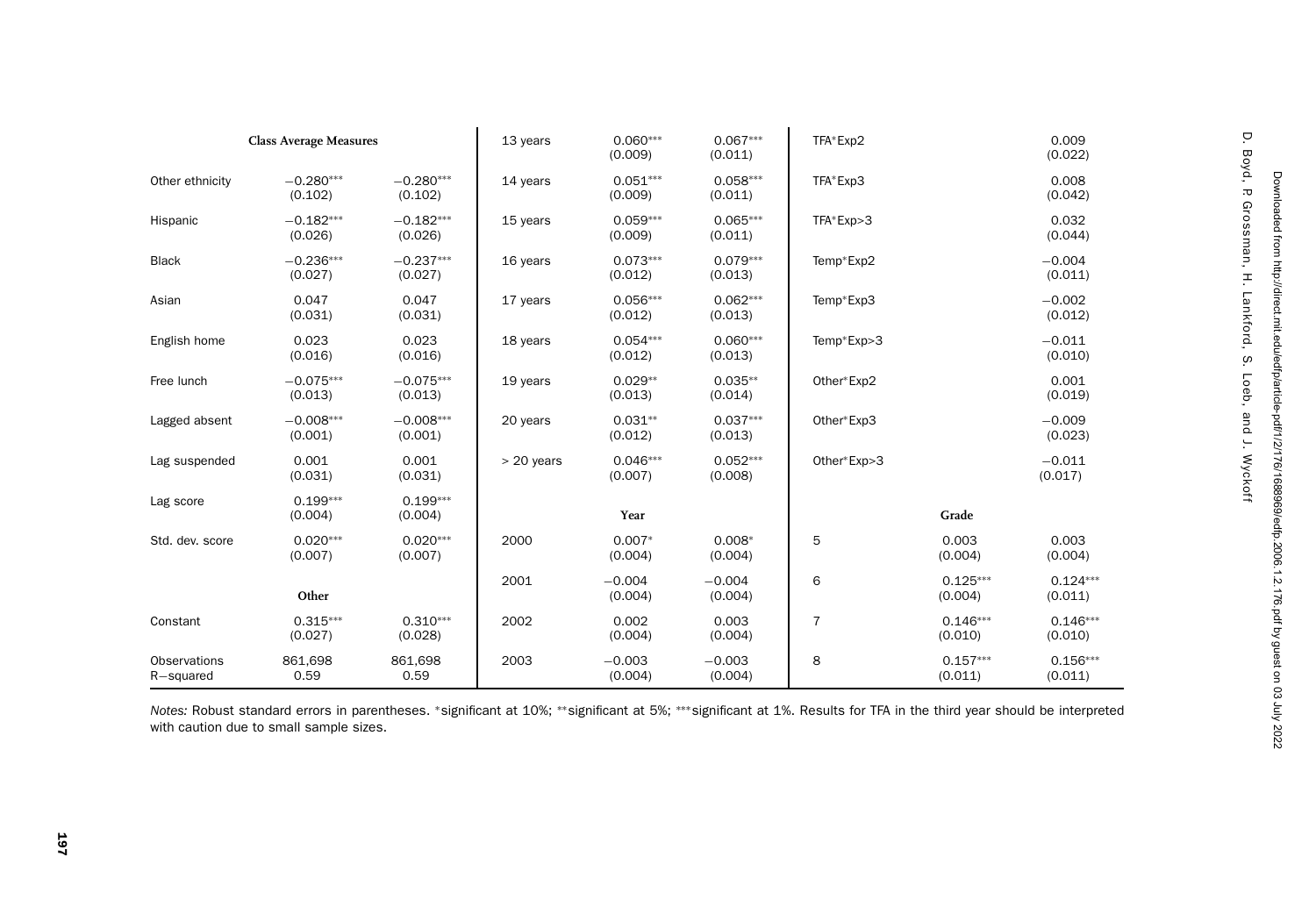| Class Average Measures | | | 13 years | 0.060*** (0.009) | 0.067*** (0.011) | TFA*Exp2 | | 0.009 (0.022) |
|---|---|---|---|---|---|---|---|---|
| Other ethnicity | −0.280*** (0.102) | −0.280*** (0.102) | 14 years | 0.051*** (0.009) | 0.058*** (0.011) | TFA*Exp3 | | 0.008 (0.042) |
| Hispanic | −0.182*** (0.026) | −0.182*** (0.026) | 15 years | 0.059*** (0.009) | 0.065*** (0.011) | TFA*Exp>3 | | 0.032 (0.044) |
| Black | −0.236*** (0.027) | −0.237*** (0.027) | 16 years | 0.073*** (0.012) | 0.079*** (0.013) | Temp*Exp2 | | −0.004 (0.011) |
| Asian | 0.047 (0.031) | 0.047 (0.031) | 17 years | 0.056*** (0.012) | 0.062*** (0.013) | Temp*Exp3 | | −0.002 (0.012) |
| English home | 0.023 (0.016) | 0.023 (0.016) | 18 years | 0.054*** (0.012) | 0.060*** (0.013) | Temp*Exp>3 | | −0.011 (0.010) |
| Free lunch | −0.075*** (0.013) | −0.075*** (0.013) | 19 years | 0.029** (0.013) | 0.035** (0.014) | Other*Exp2 | | 0.001 (0.019) |
| Lagged absent | −0.008*** (0.001) | −0.008*** (0.001) | 20 years | 0.031** (0.012) | 0.037*** (0.013) | Other*Exp3 | | −0.009 (0.023) |
| Lag suspended | 0.001 (0.031) | 0.001 (0.031) | > 20 years | 0.046*** (0.007) | 0.052*** (0.008) | Other*Exp>3 | | −0.011 (0.017) |
| Lag score | 0.199*** (0.004) | 0.199*** (0.004) | | Year | | | Grade | |
| Std. dev. score | 0.020*** (0.007) | 0.020*** (0.007) | 2000 | 0.007* (0.004) | 0.008* (0.004) | 5 | 0.003 (0.004) | 0.003 (0.004) |
| | Other | | 2001 | −0.004 (0.004) | −0.004 (0.004) | 6 | 0.125*** (0.004) | 0.124*** (0.011) |
| Constant | 0.315*** (0.027) | 0.310*** (0.028) | 2002 | 0.002 (0.004) | 0.003 (0.004) | 7 | 0.146*** (0.010) | 0.146*** (0.010) |
| Observations R−squared | 861,698 0.59 | 861,698 0.59 | 2003 | −0.003 (0.004) | −0.003 (0.004) | 8 | 0.157*** (0.011) | 0.156*** (0.011) |

*Notes:* Robust standard errors in parentheses. *significant at 10%; **significant at 5%; ***significant at 1%. Results for TFA in the third year should be interpreted with caution due to small sample sizes.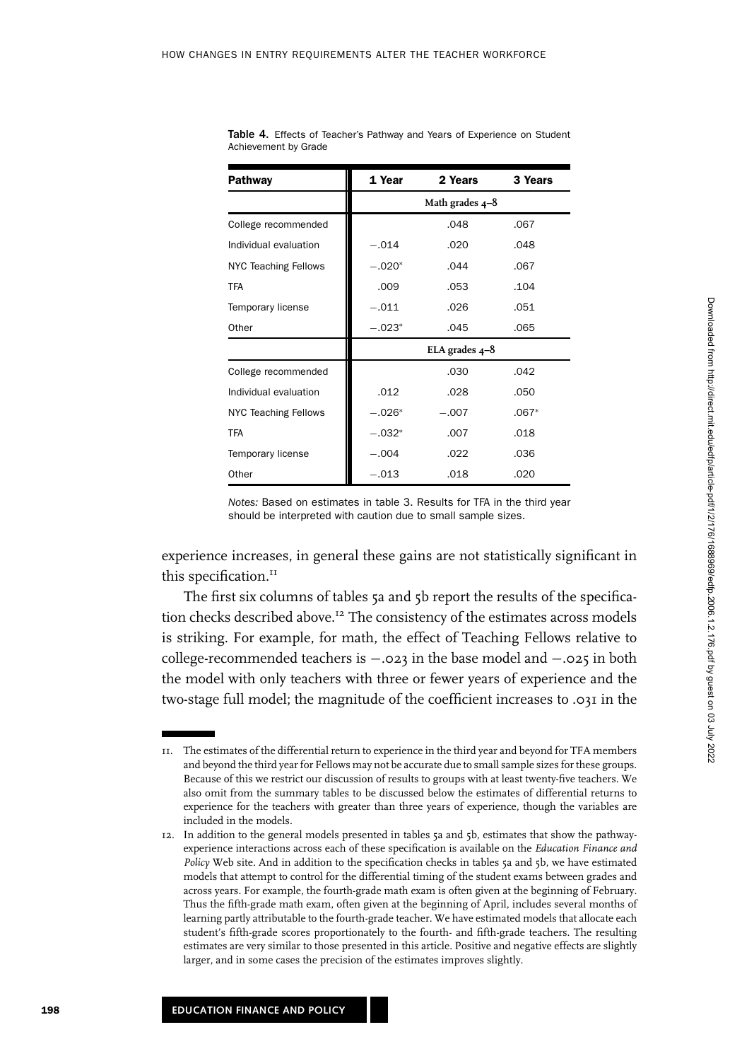**Table 4.** Effects of Teacher's Pathway and Years of Experience on Student Achievement by Grade

| Pathway | 1 Year | 2 Years | 3 Years |
|---|---|---|---|
| | | Math grades 4–8 | |
| College recommended | | .048 | .067 |
| Individual evaluation | −.014 | .020 | .048 |
| NYC Teaching Fellows | −.020* | .044 | .067 |
| TFA | .009 | .053 | .104 |
| Temporary license | −.011 | .026 | .051 |
| Other | −.023* | .045 | .065 |
| | | ELA grades 4–8 | |
| College recommended | | .030 | .042 |
| Individual evaluation | .012 | .028 | .050 |
| NYC Teaching Fellows | −.026* | −.007 | .067* |
| TFA | −.032* | .007 | .018 |
| Temporary license | −.004 | .022 | .036 |
| Other | −.013 | .018 | .020 |

*Notes:* Based on estimates in table 3. Results for TFA in the third year should be interpreted with caution due to small sample sizes.

experience increases, in general these gains are not statistically significant in this specification.[11]

The first six columns of tables 5a and 5b report the results of the specification checks described above.[12] The consistency of the estimates across models is striking. For example, for math, the effect of Teaching Fellows relative to college-recommended teachers is −.023 in the base model and −.025 in both the model with only teachers with three or fewer years of experience and the two-stage full model; the magnitude of the coefficient increases to .031 in the

11. The estimates of the differential return to experience in the third year and beyond for TFA members and beyond the third year for Fellows may not be accurate due to small sample sizes for these groups. Because of this we restrict our discussion of results to groups with at least twenty-five teachers. We also omit from the summary tables to be discussed below the estimates of differential returns to experience for the teachers with greater than three years of experience, though the variables are included in the models.

12. In addition to the general models presented in tables 5a and 5b, estimates that show the pathway-experience interactions across each of these specification is available on the *Education Finance and Policy* Web site. And in addition to the specification checks in tables 5a and 5b, we have estimated models that attempt to control for the differential timing of the student exams between grades and across years. For example, the fourth-grade math exam is often given at the beginning of February. Thus the fifth-grade math exam, often given at the beginning of April, includes several months of learning partly attributable to the fourth-grade teacher. We have estimated models that allocate each student's fifth-grade scores proportionately to the fourth- and fifth-grade teachers. The resulting estimates are very similar to those presented in this article. Positive and negative effects are slightly larger, and in some cases the precision of the estimates improves slightly.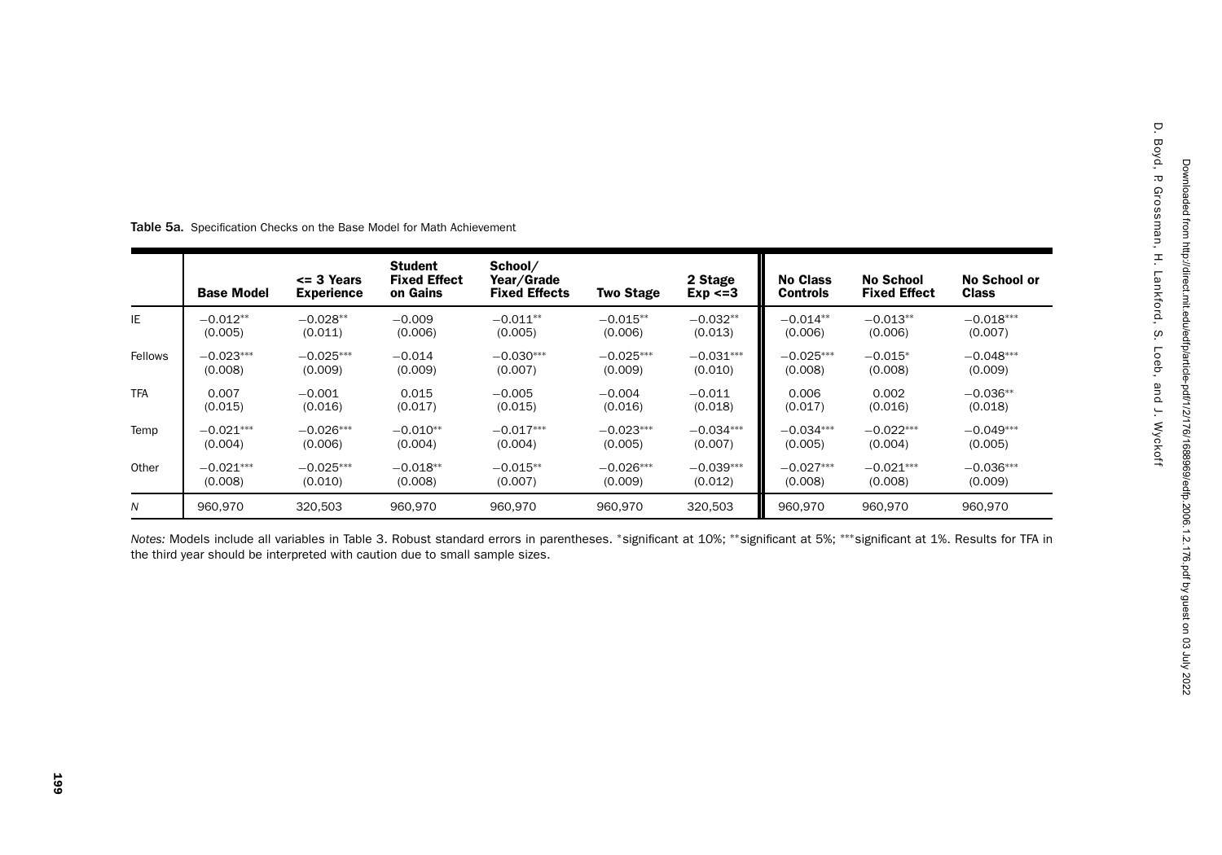**Table 5a.** Specification Checks on the Base Model for Math Achievement

| | Base Model | <= 3 Years Experience | Student Fixed Effect on Gains | School/ Year/Grade Fixed Effects | Two Stage | 2 Stage Exp <=3 | No Class Controls | No School Fixed Effect | No School or Class |
|---|---|---|---|---|---|---|---|---|---|
| IE | −0.012** | −0.028** | −0.009 | −0.011** | −0.015** | −0.032** | −0.014** | −0.013** | −0.018*** |
| | (0.005) | (0.011) | (0.006) | (0.005) | (0.006) | (0.013) | (0.006) | (0.006) | (0.007) |
| Fellows | −0.023*** | −0.025*** | −0.014 | −0.030*** | −0.025*** | −0.031*** | −0.025*** | −0.015* | −0.048*** |
| | (0.008) | (0.009) | (0.009) | (0.007) | (0.009) | (0.010) | (0.008) | (0.008) | (0.009) |
| TFA | 0.007 | −0.001 | 0.015 | −0.005 | −0.004 | −0.011 | 0.006 | 0.002 | −0.036** |
| | (0.015) | (0.016) | (0.017) | (0.015) | (0.016) | (0.018) | (0.017) | (0.016) | (0.018) |
| Temp | −0.021*** | −0.026*** | −0.010** | −0.017*** | −0.023*** | −0.034*** | −0.034*** | −0.022*** | −0.049*** |
| | (0.004) | (0.006) | (0.004) | (0.004) | (0.005) | (0.007) | (0.005) | (0.004) | (0.005) |
| Other | −0.021*** | −0.025*** | −0.018** | −0.015** | −0.026*** | −0.039*** | −0.027*** | −0.021*** | −0.036*** |
| | (0.008) | (0.010) | (0.008) | (0.007) | (0.009) | (0.012) | (0.008) | (0.008) | (0.009) |
| *N* | 960,970 | 320,503 | 960,970 | 960,970 | 960,970 | 320,503 | 960,970 | 960,970 | 960,970 |

*Notes:* Models include all variables in Table 3. Robust standard errors in parentheses. *significant at 10%; **significant at 5%; ***significant at 1%. Results for TFA in the third year should be interpreted with caution due to small sample sizes.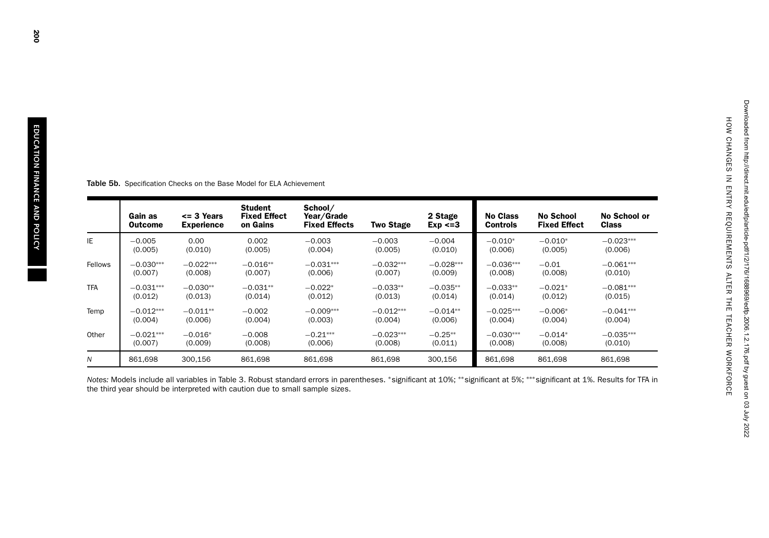**Table 5b.** Specification Checks on the Base Model for ELA Achievement

| | Gain as Outcome | <= 3 Years Experience | Student Fixed Effect on Gains | School/ Year/Grade Fixed Effects | Two Stage | 2 Stage Exp <=3 | No Class Controls | No School Fixed Effect | No School or Class |
|---|---|---|---|---|---|---|---|---|---|
| IE | −0.005 | 0.00 | 0.002 | −0.003 | −0.003 | −0.004 | −0.010* | −0.010* | −0.023*** |
| | (0.005) | (0.010) | (0.005) | (0.004) | (0.005) | (0.010) | (0.006) | (0.005) | (0.006) |
| Fellows | −0.030*** | −0.022*** | −0.016** | −0.031*** | −0.032*** | −0.028*** | −0.036*** | −0.01 | −0.061*** |
| | (0.007) | (0.008) | (0.007) | (0.006) | (0.007) | (0.009) | (0.008) | (0.008) | (0.010) |
| TFA | −0.031*** | −0.030** | −0.031** | −0.022* | −0.033** | −0.035** | −0.033** | −0.021* | −0.081*** |
| | (0.012) | (0.013) | (0.014) | (0.012) | (0.013) | (0.014) | (0.014) | (0.012) | (0.015) |
| Temp | −0.012*** | −0.011** | −0.002 | −0.009*** | −0.012*** | −0.014** | −0.025*** | −0.006* | −0.041*** |
| | (0.004) | (0.006) | (0.004) | (0.003) | (0.004) | (0.006) | (0.004) | (0.004) | (0.004) |
| Other | −0.021*** | −0.016* | −0.008 | −0.21*** | −0.023*** | −0.25** | −0.030*** | −0.014* | −0.035*** |
| | (0.007) | (0.009) | (0.008) | (0.006) | (0.008) | (0.011) | (0.008) | (0.008) | (0.010) |
| *N* | 861,698 | 300,156 | 861,698 | 861,698 | 861,698 | 300,156 | 861,698 | 861,698 | 861,698 |

*Notes:* Models include all variables in Table 3. Robust standard errors in parentheses. *significant at 10%; **significant at 5%; ***significant at 1%. Results for TFA in the third year should be interpreted with caution due to small sample sizes.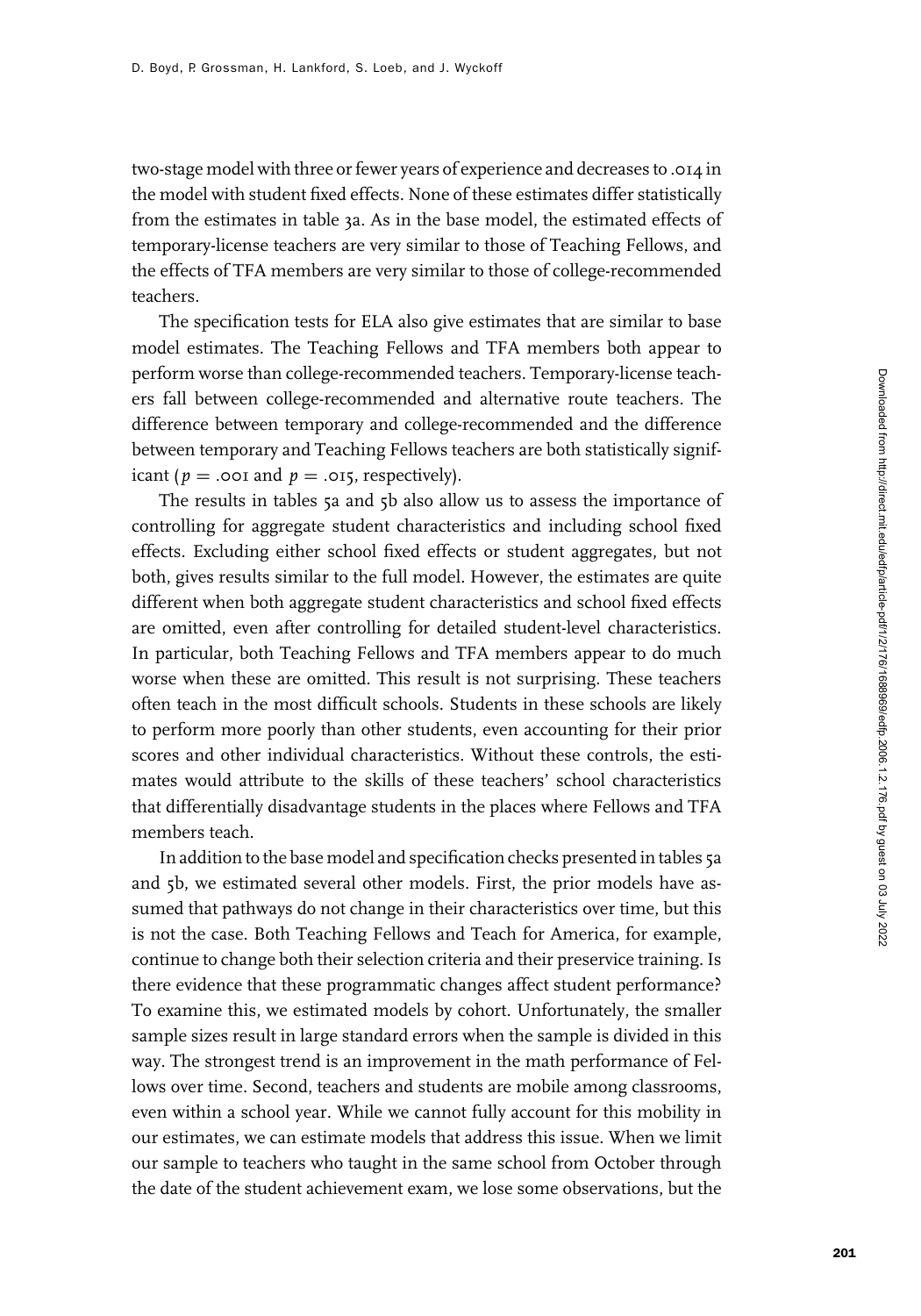two-stage model with three or fewer years of experience and decreases to .014 in the model with student fixed effects. None of these estimates differ statistically from the estimates in table 3a. As in the base model, the estimated effects of temporary-license teachers are very similar to those of Teaching Fellows, and the effects of TFA members are very similar to those of college-recommended teachers.

The specification tests for ELA also give estimates that are similar to base model estimates. The Teaching Fellows and TFA members both appear to perform worse than college-recommended teachers. Temporary-license teachers fall between college-recommended and alternative route teachers. The difference between temporary and college-recommended and the difference between temporary and Teaching Fellows teachers are both statistically significant ($p = .001$ and $p = .015$, respectively).

The results in tables 5a and 5b also allow us to assess the importance of controlling for aggregate student characteristics and including school fixed effects. Excluding either school fixed effects or student aggregates, but not both, gives results similar to the full model. However, the estimates are quite different when both aggregate student characteristics and school fixed effects are omitted, even after controlling for detailed student-level characteristics. In particular, both Teaching Fellows and TFA members appear to do much worse when these are omitted. This result is not surprising. These teachers often teach in the most difficult schools. Students in these schools are likely to perform more poorly than other students, even accounting for their prior scores and other individual characteristics. Without these controls, the estimates would attribute to the skills of these teachers' school characteristics that differentially disadvantage students in the places where Fellows and TFA members teach.

In addition to the base model and specification checks presented in tables 5a and 5b, we estimated several other models. First, the prior models have assumed that pathways do not change in their characteristics over time, but this is not the case. Both Teaching Fellows and Teach for America, for example, continue to change both their selection criteria and their preservice training. Is there evidence that these programmatic changes affect student performance? To examine this, we estimated models by cohort. Unfortunately, the smaller sample sizes result in large standard errors when the sample is divided in this way. The strongest trend is an improvement in the math performance of Fellows over time. Second, teachers and students are mobile among classrooms, even within a school year. While we cannot fully account for this mobility in our estimates, we can estimate models that address this issue. When we limit our sample to teachers who taught in the same school from October through the date of the student achievement exam, we lose some observations, but the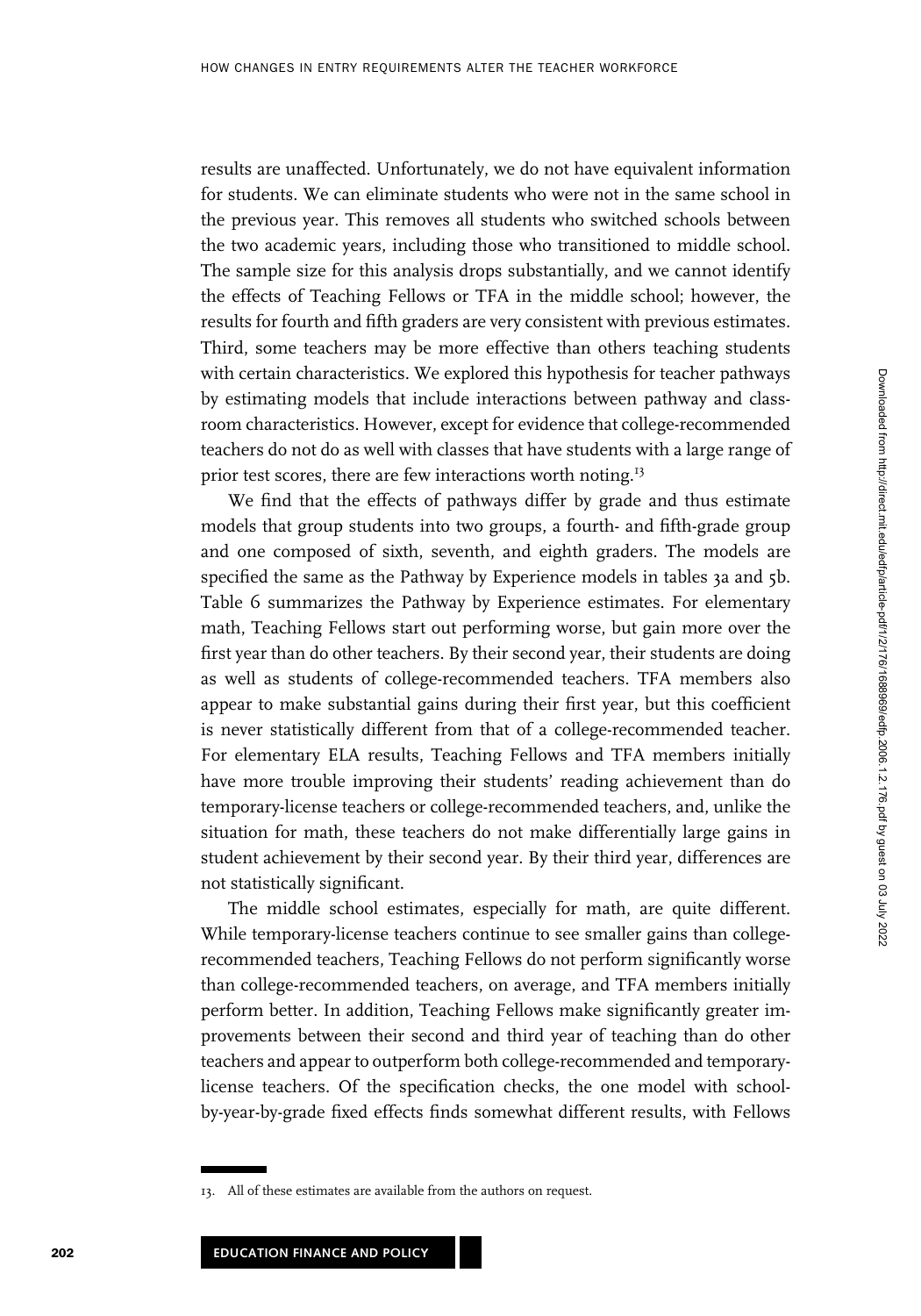results are unaffected. Unfortunately, we do not have equivalent information for students. We can eliminate students who were not in the same school in the previous year. This removes all students who switched schools between the two academic years, including those who transitioned to middle school. The sample size for this analysis drops substantially, and we cannot identify the effects of Teaching Fellows or TFA in the middle school; however, the results for fourth and fifth graders are very consistent with previous estimates. Third, some teachers may be more effective than others teaching students with certain characteristics. We explored this hypothesis for teacher pathways by estimating models that include interactions between pathway and classroom characteristics. However, except for evidence that college-recommended teachers do not do as well with classes that have students with a large range of prior test scores, there are few interactions worth noting.[13]

We find that the effects of pathways differ by grade and thus estimate models that group students into two groups, a fourth- and fifth-grade group and one composed of sixth, seventh, and eighth graders. The models are specified the same as the Pathway by Experience models in tables 3a and 5b. Table 6 summarizes the Pathway by Experience estimates. For elementary math, Teaching Fellows start out performing worse, but gain more over the first year than do other teachers. By their second year, their students are doing as well as students of college-recommended teachers. TFA members also appear to make substantial gains during their first year, but this coefficient is never statistically different from that of a college-recommended teacher. For elementary ELA results, Teaching Fellows and TFA members initially have more trouble improving their students' reading achievement than do temporary-license teachers or college-recommended teachers, and, unlike the situation for math, these teachers do not make differentially large gains in student achievement by their second year. By their third year, differences are not statistically significant.

The middle school estimates, especially for math, are quite different. While temporary-license teachers continue to see smaller gains than college-recommended teachers, Teaching Fellows do not perform significantly worse than college-recommended teachers, on average, and TFA members initially perform better. In addition, Teaching Fellows make significantly greater improvements between their second and third year of teaching than do other teachers and appear to outperform both college-recommended and temporary-license teachers. Of the specification checks, the one model with school-by-year-by-grade fixed effects finds somewhat different results, with Fellows

13. All of these estimates are available from the authors on request.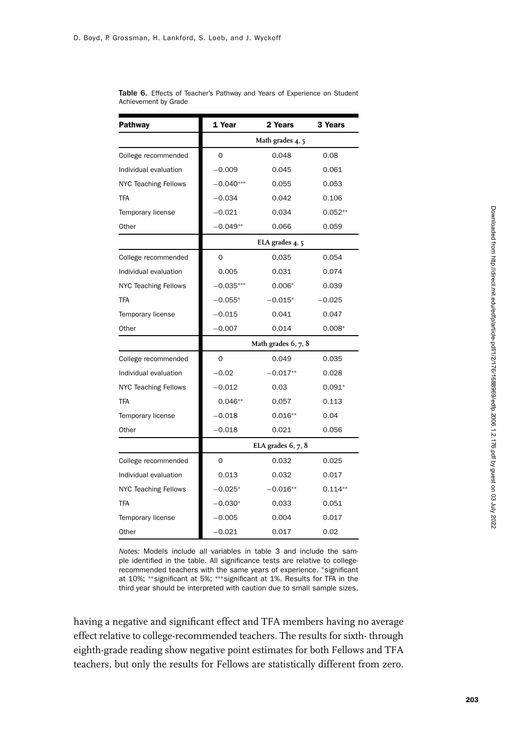**Table 6.** Effects of Teacher's Pathway and Years of Experience on Student Achievement by Grade

| Pathway | 1 Year | 2 Years | 3 Years |
|---|---|---|---|
| | Math grades 4, 5 | | |
| College recommended | 0 | 0.048 | 0.08 |
| Individual evaluation | −0.009 | 0.045 | 0.061 |
| NYC Teaching Fellows | −0.040*** | 0.055 | 0.053 |
| TFA | −0.034 | 0.042 | 0.106 |
| Temporary license | −0.021 | 0.034 | 0.052** |
| Other | −0.049** | 0.066 | 0.059 |
| | ELA grades 4, 5 | | |
| College recommended | 0 | 0.035 | 0.054 |
| Individual evaluation | 0.005 | 0.031 | 0.074 |
| NYC Teaching Fellows | −0.035*** | 0.006* | 0.039 |
| TFA | −0.055* | −0.015* | −0.025 |
| Temporary license | −0.015 | 0.041 | 0.047 |
| Other | −0.007 | 0.014 | 0.008* |
| | Math grades 6, 7, 8 | | |
| College recommended | 0 | 0.049 | 0.035 |
| Individual evaluation | −0.02 | −0.017** | 0.028 |
| NYC Teaching Fellows | −0.012 | 0.03 | 0.091* |
| TFA | 0.046** | 0.057 | 0.113 |
| Temporary license | −0.018 | 0.016** | 0.04 |
| Other | −0.018 | 0.021 | 0.056 |
| | ELA grades 6, 7, 8 | | |
| College recommended | 0 | 0.032 | 0.025 |
| Individual evaluation | 0.013 | 0.032 | 0.017 |
| NYC Teaching Fellows | −0.025* | −0.016** | 0.114** |
| TFA | −0.030* | 0.033 | 0.051 |
| Temporary license | −0.005 | 0.004 | 0.017 |
| Other | −0.021 | 0.017 | 0.02 |

*Notes:* Models include all variables in table 3 and include the sample identified in the table. All significance tests are relative to college-recommended teachers with the same years of experience. *significant at 10%; **significant at 5%; ***significant at 1%. Results for TFA in the third year should be interpreted with caution due to small sample sizes.

having a negative and significant effect and TFA members having no average effect relative to college-recommended teachers. The results for sixth- through eighth-grade reading show negative point estimates for both Fellows and TFA teachers, but only the results for Fellows are statistically different from zero.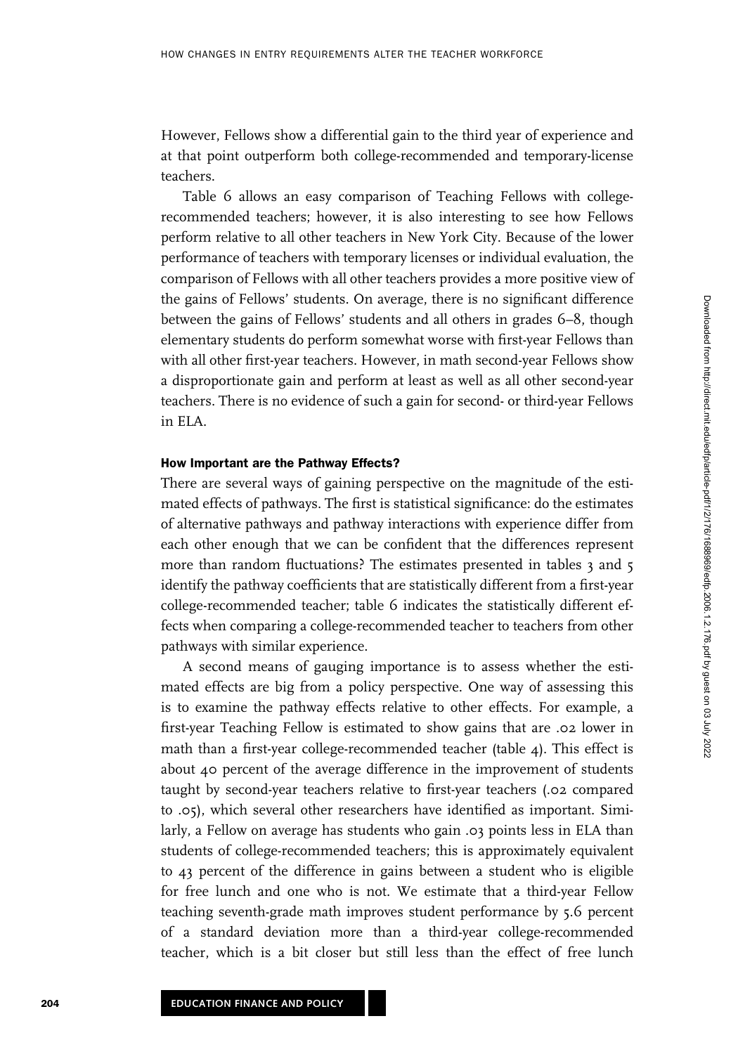However, Fellows show a differential gain to the third year of experience and at that point outperform both college-recommended and temporary-license teachers.

Table 6 allows an easy comparison of Teaching Fellows with college-recommended teachers; however, it is also interesting to see how Fellows perform relative to all other teachers in New York City. Because of the lower performance of teachers with temporary licenses or individual evaluation, the comparison of Fellows with all other teachers provides a more positive view of the gains of Fellows' students. On average, there is no significant difference between the gains of Fellows' students and all others in grades 6–8, though elementary students do perform somewhat worse with first-year Fellows than with all other first-year teachers. However, in math second-year Fellows show a disproportionate gain and perform at least as well as all other second-year teachers. There is no evidence of such a gain for second- or third-year Fellows in ELA.

### How Important are the Pathway Effects?

There are several ways of gaining perspective on the magnitude of the estimated effects of pathways. The first is statistical significance: do the estimates of alternative pathways and pathway interactions with experience differ from each other enough that we can be confident that the differences represent more than random fluctuations? The estimates presented in tables 3 and 5 identify the pathway coefficients that are statistically different from a first-year college-recommended teacher; table 6 indicates the statistically different effects when comparing a college-recommended teacher to teachers from other pathways with similar experience.

A second means of gauging importance is to assess whether the estimated effects are big from a policy perspective. One way of assessing this is to examine the pathway effects relative to other effects. For example, a first-year Teaching Fellow is estimated to show gains that are .02 lower in math than a first-year college-recommended teacher (table 4). This effect is about 40 percent of the average difference in the improvement of students taught by second-year teachers relative to first-year teachers (.02 compared to .05), which several other researchers have identified as important. Similarly, a Fellow on average has students who gain .03 points less in ELA than students of college-recommended teachers; this is approximately equivalent to 43 percent of the difference in gains between a student who is eligible for free lunch and one who is not. We estimate that a third-year Fellow teaching seventh-grade math improves student performance by 5.6 percent of a standard deviation more than a third-year college-recommended teacher, which is a bit closer but still less than the effect of free lunch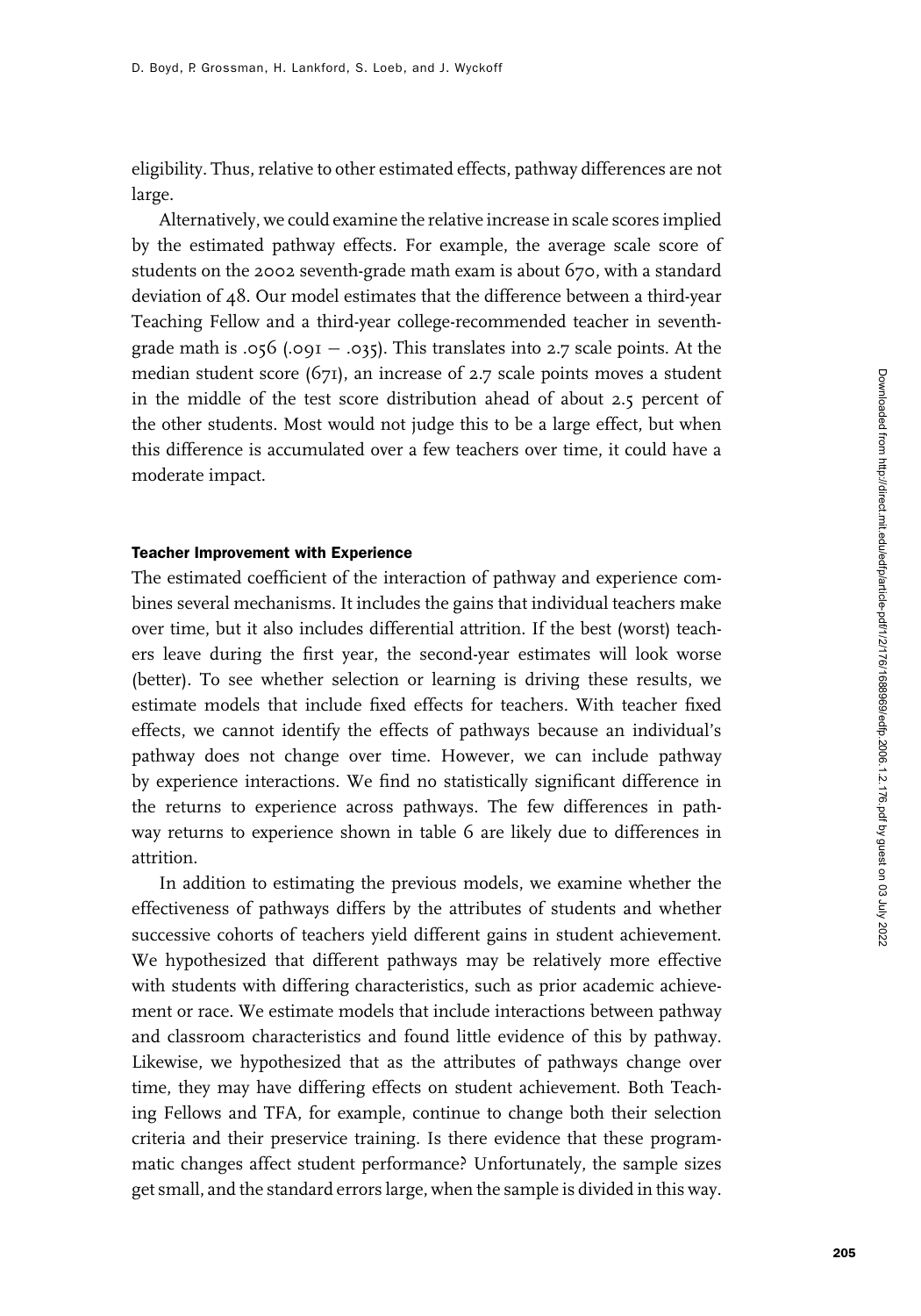eligibility. Thus, relative to other estimated effects, pathway differences are not large.

Alternatively, we could examine the relative increase in scale scores implied by the estimated pathway effects. For example, the average scale score of students on the 2002 seventh-grade math exam is about 670, with a standard deviation of 48. Our model estimates that the difference between a third-year Teaching Fellow and a third-year college-recommended teacher in seventh-grade math is .056 (.091 − .035). This translates into 2.7 scale points. At the median student score (671), an increase of 2.7 scale points moves a student in the middle of the test score distribution ahead of about 2.5 percent of the other students. Most would not judge this to be a large effect, but when this difference is accumulated over a few teachers over time, it could have a moderate impact.

### Teacher Improvement with Experience

The estimated coefficient of the interaction of pathway and experience combines several mechanisms. It includes the gains that individual teachers make over time, but it also includes differential attrition. If the best (worst) teachers leave during the first year, the second-year estimates will look worse (better). To see whether selection or learning is driving these results, we estimate models that include fixed effects for teachers. With teacher fixed effects, we cannot identify the effects of pathways because an individual's pathway does not change over time. However, we can include pathway by experience interactions. We find no statistically significant difference in the returns to experience across pathways. The few differences in pathway returns to experience shown in table 6 are likely due to differences in attrition.

In addition to estimating the previous models, we examine whether the effectiveness of pathways differs by the attributes of students and whether successive cohorts of teachers yield different gains in student achievement. We hypothesized that different pathways may be relatively more effective with students with differing characteristics, such as prior academic achievement or race. We estimate models that include interactions between pathway and classroom characteristics and found little evidence of this by pathway. Likewise, we hypothesized that as the attributes of pathways change over time, they may have differing effects on student achievement. Both Teaching Fellows and TFA, for example, continue to change both their selection criteria and their preservice training. Is there evidence that these programmatic changes affect student performance? Unfortunately, the sample sizes get small, and the standard errors large, when the sample is divided in this way.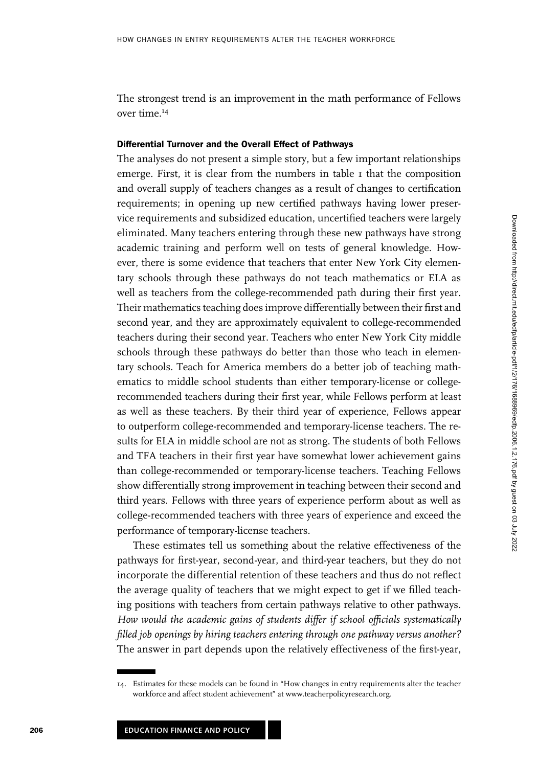The strongest trend is an improvement in the math performance of Fellows over time.[14]

### Differential Turnover and the Overall Effect of Pathways

The analyses do not present a simple story, but a few important relationships emerge. First, it is clear from the numbers in table 1 that the composition and overall supply of teachers changes as a result of changes to certification requirements; in opening up new certified pathways having lower preservice requirements and subsidized education, uncertified teachers were largely eliminated. Many teachers entering through these new pathways have strong academic training and perform well on tests of general knowledge. However, there is some evidence that teachers that enter New York City elementary schools through these pathways do not teach mathematics or ELA as well as teachers from the college-recommended path during their first year. Their mathematics teaching does improve differentially between their first and second year, and they are approximately equivalent to college-recommended teachers during their second year. Teachers who enter New York City middle schools through these pathways do better than those who teach in elementary schools. Teach for America members do a better job of teaching mathematics to middle school students than either temporary-license or college-recommended teachers during their first year, while Fellows perform at least as well as these teachers. By their third year of experience, Fellows appear to outperform college-recommended and temporary-license teachers. The results for ELA in middle school are not as strong. The students of both Fellows and TFA teachers in their first year have somewhat lower achievement gains than college-recommended or temporary-license teachers. Teaching Fellows show differentially strong improvement in teaching between their second and third years. Fellows with three years of experience perform about as well as college-recommended teachers with three years of experience and exceed the performance of temporary-license teachers.

These estimates tell us something about the relative effectiveness of the pathways for first-year, second-year, and third-year teachers, but they do not incorporate the differential retention of these teachers and thus do not reflect the average quality of teachers that we might expect to get if we filled teaching positions with teachers from certain pathways relative to other pathways. *How would the academic gains of students differ if school officials systematically filled job openings by hiring teachers entering through one pathway versus another?* The answer in part depends upon the relatively effectiveness of the first-year,

14. Estimates for these models can be found in "How changes in entry requirements alter the teacher workforce and affect student achievement" at www.teacherpolicyresearch.org.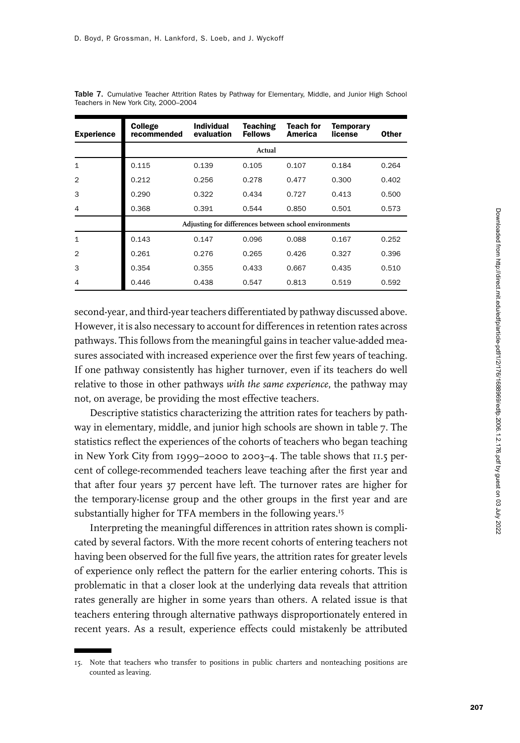**Table 7.** Cumulative Teacher Attrition Rates by Pathway for Elementary, Middle, and Junior High School Teachers in New York City, 2000–2004

| Experience | College recommended | Individual evaluation | Teaching Fellows | Teach for America | Temporary license | Other |
|---|---|---|---|---|---|---|
| | Actual | | | | | |
| 1 | 0.115 | 0.139 | 0.105 | 0.107 | 0.184 | 0.264 |
| 2 | 0.212 | 0.256 | 0.278 | 0.477 | 0.300 | 0.402 |
| 3 | 0.290 | 0.322 | 0.434 | 0.727 | 0.413 | 0.500 |
| 4 | 0.368 | 0.391 | 0.544 | 0.850 | 0.501 | 0.573 |
| | Adjusting for differences between school environments | | | | | |
| 1 | 0.143 | 0.147 | 0.096 | 0.088 | 0.167 | 0.252 |
| 2 | 0.261 | 0.276 | 0.265 | 0.426 | 0.327 | 0.396 |
| 3 | 0.354 | 0.355 | 0.433 | 0.667 | 0.435 | 0.510 |
| 4 | 0.446 | 0.438 | 0.547 | 0.813 | 0.519 | 0.592 |

second-year, and third-year teachers differentiated by pathway discussed above. However, it is also necessary to account for differences in retention rates across pathways. This follows from the meaningful gains in teacher value-added measures associated with increased experience over the first few years of teaching. If one pathway consistently has higher turnover, even if its teachers do well relative to those in other pathways *with the same experience*, the pathway may not, on average, be providing the most effective teachers.

Descriptive statistics characterizing the attrition rates for teachers by pathway in elementary, middle, and junior high schools are shown in table 7. The statistics reflect the experiences of the cohorts of teachers who began teaching in New York City from 1999–2000 to 2003–4. The table shows that 11.5 percent of college-recommended teachers leave teaching after the first year and that after four years 37 percent have left. The turnover rates are higher for the temporary-license group and the other groups in the first year and are substantially higher for TFA members in the following years.[15]

Interpreting the meaningful differences in attrition rates shown is complicated by several factors. With the more recent cohorts of entering teachers not having been observed for the full five years, the attrition rates for greater levels of experience only reflect the pattern for the earlier entering cohorts. This is problematic in that a closer look at the underlying data reveals that attrition rates generally are higher in some years than others. A related issue is that teachers entering through alternative pathways disproportionately entered in recent years. As a result, experience effects could mistakenly be attributed

15. Note that teachers who transfer to positions in public charters and nonteaching positions are counted as leaving.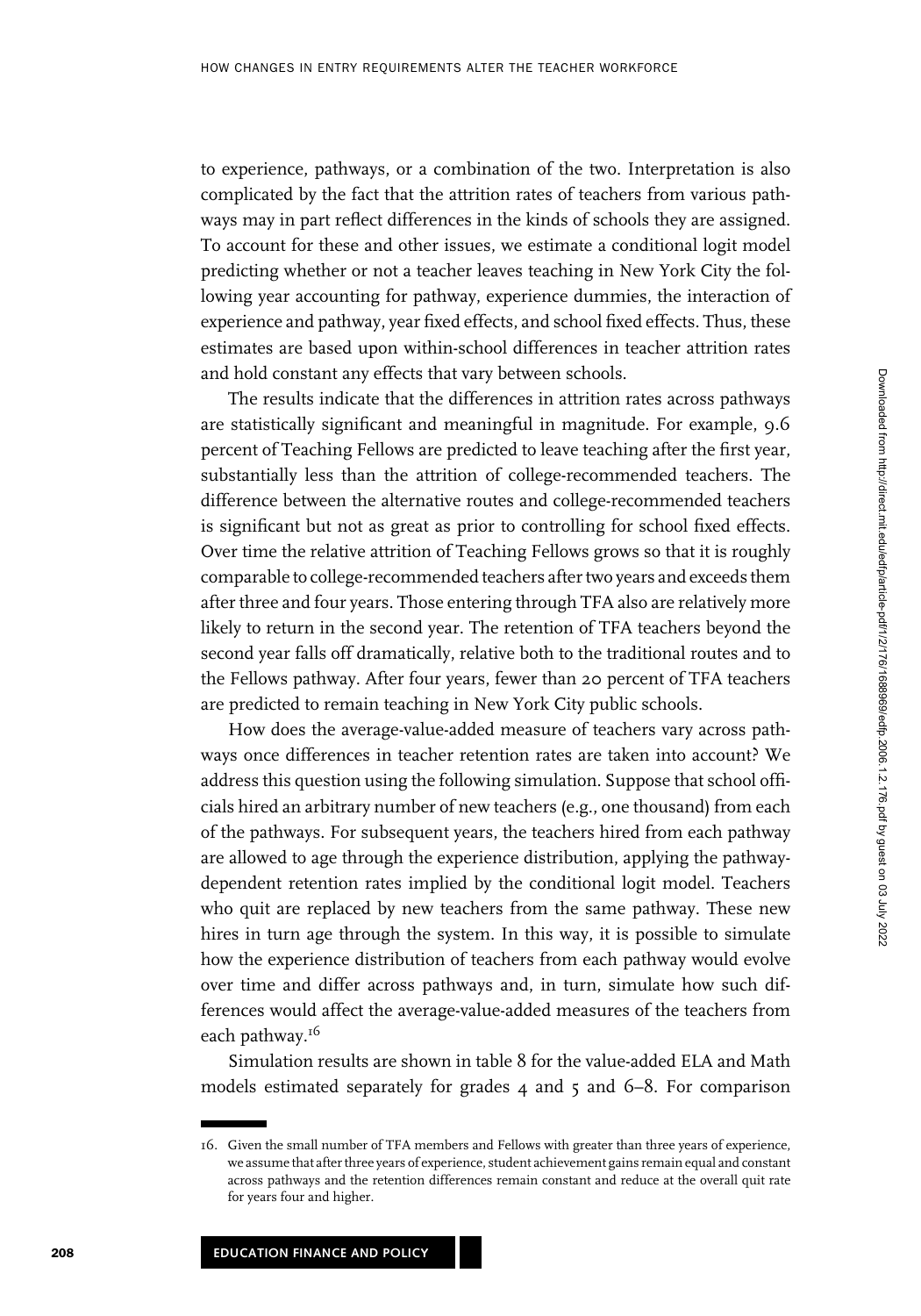to experience, pathways, or a combination of the two. Interpretation is also complicated by the fact that the attrition rates of teachers from various pathways may in part reflect differences in the kinds of schools they are assigned. To account for these and other issues, we estimate a conditional logit model predicting whether or not a teacher leaves teaching in New York City the following year accounting for pathway, experience dummies, the interaction of experience and pathway, year fixed effects, and school fixed effects. Thus, these estimates are based upon within-school differences in teacher attrition rates and hold constant any effects that vary between schools.

The results indicate that the differences in attrition rates across pathways are statistically significant and meaningful in magnitude. For example, 9.6 percent of Teaching Fellows are predicted to leave teaching after the first year, substantially less than the attrition of college-recommended teachers. The difference between the alternative routes and college-recommended teachers is significant but not as great as prior to controlling for school fixed effects. Over time the relative attrition of Teaching Fellows grows so that it is roughly comparable to college-recommended teachers after two years and exceeds them after three and four years. Those entering through TFA also are relatively more likely to return in the second year. The retention of TFA teachers beyond the second year falls off dramatically, relative both to the traditional routes and to the Fellows pathway. After four years, fewer than 20 percent of TFA teachers are predicted to remain teaching in New York City public schools.

How does the average-value-added measure of teachers vary across pathways once differences in teacher retention rates are taken into account? We address this question using the following simulation. Suppose that school officials hired an arbitrary number of new teachers (e.g., one thousand) from each of the pathways. For subsequent years, the teachers hired from each pathway are allowed to age through the experience distribution, applying the pathway-dependent retention rates implied by the conditional logit model. Teachers who quit are replaced by new teachers from the same pathway. These new hires in turn age through the system. In this way, it is possible to simulate how the experience distribution of teachers from each pathway would evolve over time and differ across pathways and, in turn, simulate how such differences would affect the average-value-added measures of the teachers from each pathway.[16]

Simulation results are shown in table 8 for the value-added ELA and Math models estimated separately for grades 4 and 5 and 6–8. For comparison

16. Given the small number of TFA members and Fellows with greater than three years of experience, we assume that after three years of experience, student achievement gains remain equal and constant across pathways and the retention differences remain constant and reduce at the overall quit rate for years four and higher.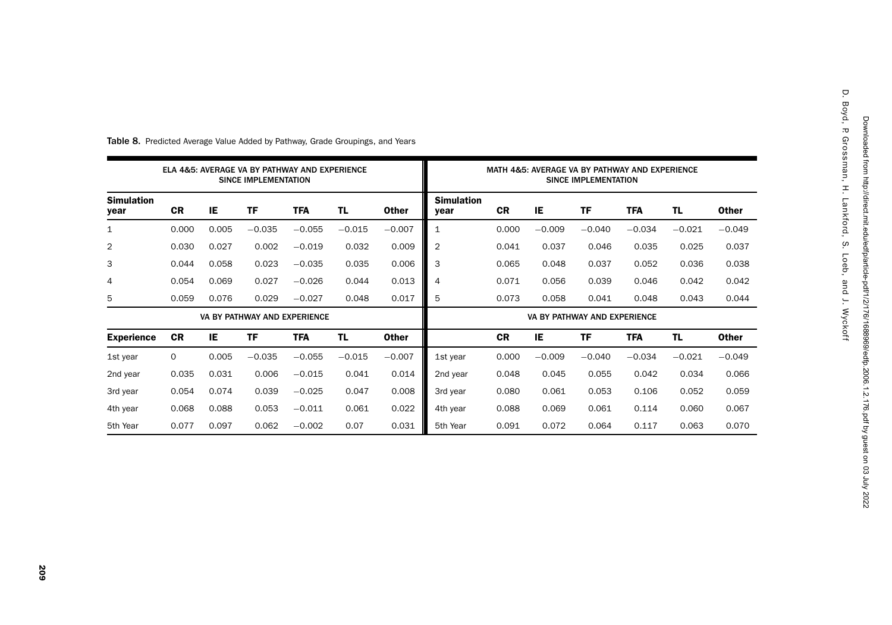**Table 8.** Predicted Average Value Added by Pathway, Grade Groupings, and Years

| ELA 4&5: AVERAGE VA BY PATHWAY AND EXPERIENCE SINCE IMPLEMENTATION | | | | | | | MATH 4&5: AVERAGE VA BY PATHWAY AND EXPERIENCE SINCE IMPLEMENTATION | | | | | | |
|---|---|---|---|---|---|---|---|---|---|---|---|---|---|
| **Simulation year** | **CR** | **IE** | **TF** | **TFA** | **TL** | **Other** | **Simulation year** | **CR** | **IE** | **TF** | **TFA** | **TL** | **Other** |
| 1 | 0.000 | 0.005 | −0.035 | −0.055 | −0.015 | −0.007 | 1 | 0.000 | −0.009 | −0.040 | −0.034 | −0.021 | −0.049 |
| 2 | 0.030 | 0.027 | 0.002 | −0.019 | 0.032 | 0.009 | 2 | 0.041 | 0.037 | 0.046 | 0.035 | 0.025 | 0.037 |
| 3 | 0.044 | 0.058 | 0.023 | −0.035 | 0.035 | 0.006 | 3 | 0.065 | 0.048 | 0.037 | 0.052 | 0.036 | 0.038 |
| 4 | 0.054 | 0.069 | 0.027 | −0.026 | 0.044 | 0.013 | 4 | 0.071 | 0.056 | 0.039 | 0.046 | 0.042 | 0.042 |
| 5 | 0.059 | 0.076 | 0.029 | −0.027 | 0.048 | 0.017 | 5 | 0.073 | 0.058 | 0.041 | 0.048 | 0.043 | 0.044 |
| VA BY PATHWAY AND EXPERIENCE | | | | | | | VA BY PATHWAY AND EXPERIENCE | | | | | | |
| **Experience** | **CR** | **IE** | **TF** | **TFA** | **TL** | **Other** | | **CR** | **IE** | **TF** | **TFA** | **TL** | **Other** |
| 1st year | 0 | 0.005 | −0.035 | −0.055 | −0.015 | −0.007 | 1st year | 0.000 | −0.009 | −0.040 | −0.034 | −0.021 | −0.049 |
| 2nd year | 0.035 | 0.031 | 0.006 | −0.015 | 0.041 | 0.014 | 2nd year | 0.048 | 0.045 | 0.055 | 0.042 | 0.034 | 0.066 |
| 3rd year | 0.054 | 0.074 | 0.039 | −0.025 | 0.047 | 0.008 | 3rd year | 0.080 | 0.061 | 0.053 | 0.106 | 0.052 | 0.059 |
| 4th year | 0.068 | 0.088 | 0.053 | −0.011 | 0.061 | 0.022 | 4th year | 0.088 | 0.069 | 0.061 | 0.114 | 0.060 | 0.067 |
| 5th Year | 0.077 | 0.097 | 0.062 | −0.002 | 0.07 | 0.031 | 5th Year | 0.091 | 0.072 | 0.064 | 0.117 | 0.063 | 0.070 |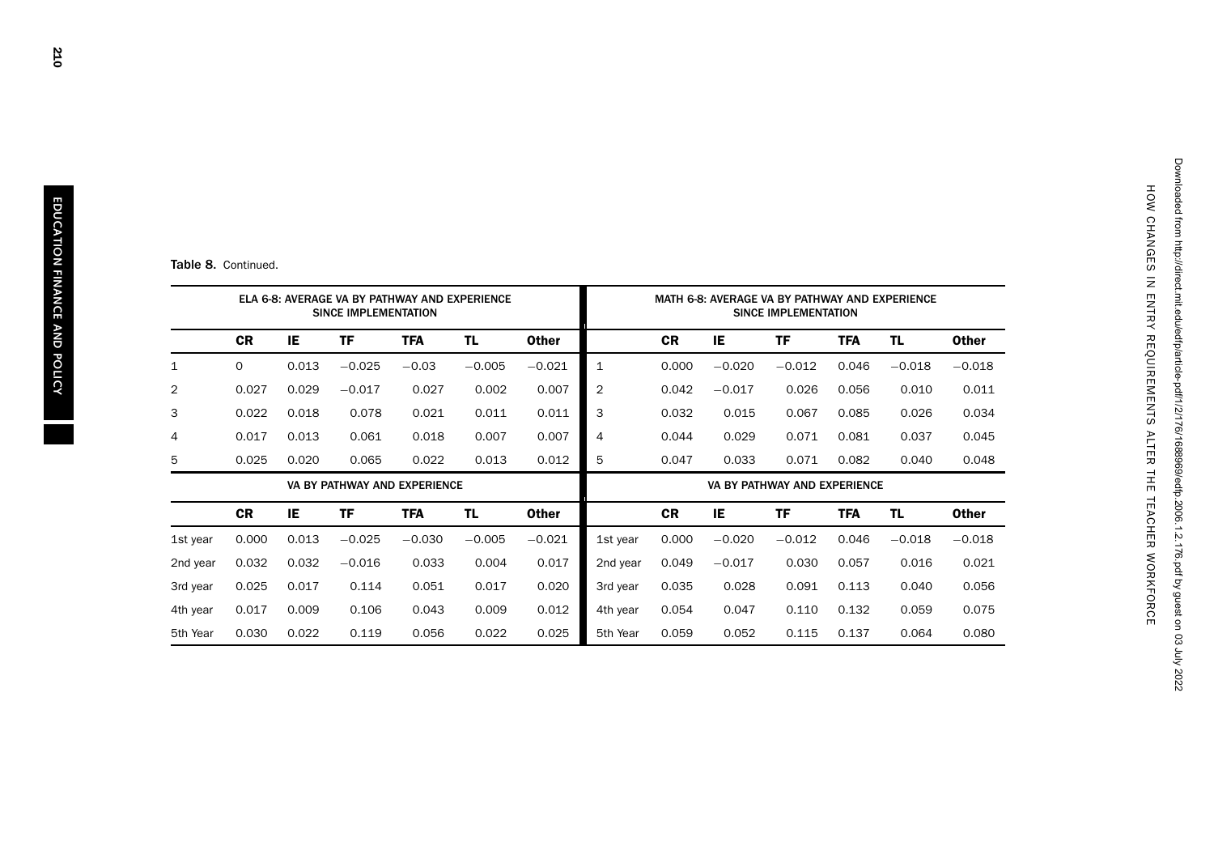**Table 8.** Continued.

| ELA 6-8: AVERAGE VA BY PATHWAY AND EXPERIENCE SINCE IMPLEMENTATION | | | | | | | MATH 6-8: AVERAGE VA BY PATHWAY AND EXPERIENCE SINCE IMPLEMENTATION | | | | | | |
|---|---|---|---|---|---|---|---|---|---|---|---|---|---|
| | **CR** | **IE** | **TF** | **TFA** | **TL** | **Other** | | **CR** | **IE** | **TF** | **TFA** | **TL** | **Other** |
| 1 | 0 | 0.013 | −0.025 | −0.03 | −0.005 | −0.021 | 1 | 0.000 | −0.020 | −0.012 | 0.046 | −0.018 | −0.018 |
| 2 | 0.027 | 0.029 | −0.017 | 0.027 | 0.002 | 0.007 | 2 | 0.042 | −0.017 | 0.026 | 0.056 | 0.010 | 0.011 |
| 3 | 0.022 | 0.018 | 0.078 | 0.021 | 0.011 | 0.011 | 3 | 0.032 | 0.015 | 0.067 | 0.085 | 0.026 | 0.034 |
| 4 | 0.017 | 0.013 | 0.061 | 0.018 | 0.007 | 0.007 | 4 | 0.044 | 0.029 | 0.071 | 0.081 | 0.037 | 0.045 |
| 5 | 0.025 | 0.020 | 0.065 | 0.022 | 0.013 | 0.012 | 5 | 0.047 | 0.033 | 0.071 | 0.082 | 0.040 | 0.048 |
| VA BY PATHWAY AND EXPERIENCE | | | | | | | VA BY PATHWAY AND EXPERIENCE | | | | | | |
| | **CR** | **IE** | **TF** | **TFA** | **TL** | **Other** | | **CR** | **IE** | **TF** | **TFA** | **TL** | **Other** |
| 1st year | 0.000 | 0.013 | −0.025 | −0.030 | −0.005 | −0.021 | 1st year | 0.000 | −0.020 | −0.012 | 0.046 | −0.018 | −0.018 |
| 2nd year | 0.032 | 0.032 | −0.016 | 0.033 | 0.004 | 0.017 | 2nd year | 0.049 | −0.017 | 0.030 | 0.057 | 0.016 | 0.021 |
| 3rd year | 0.025 | 0.017 | 0.114 | 0.051 | 0.017 | 0.020 | 3rd year | 0.035 | 0.028 | 0.091 | 0.113 | 0.040 | 0.056 |
| 4th year | 0.017 | 0.009 | 0.106 | 0.043 | 0.009 | 0.012 | 4th year | 0.054 | 0.047 | 0.110 | 0.132 | 0.059 | 0.075 |
| 5th Year | 0.030 | 0.022 | 0.119 | 0.056 | 0.022 | 0.025 | 5th Year | 0.059 | 0.052 | 0.115 | 0.137 | 0.064 | 0.080 |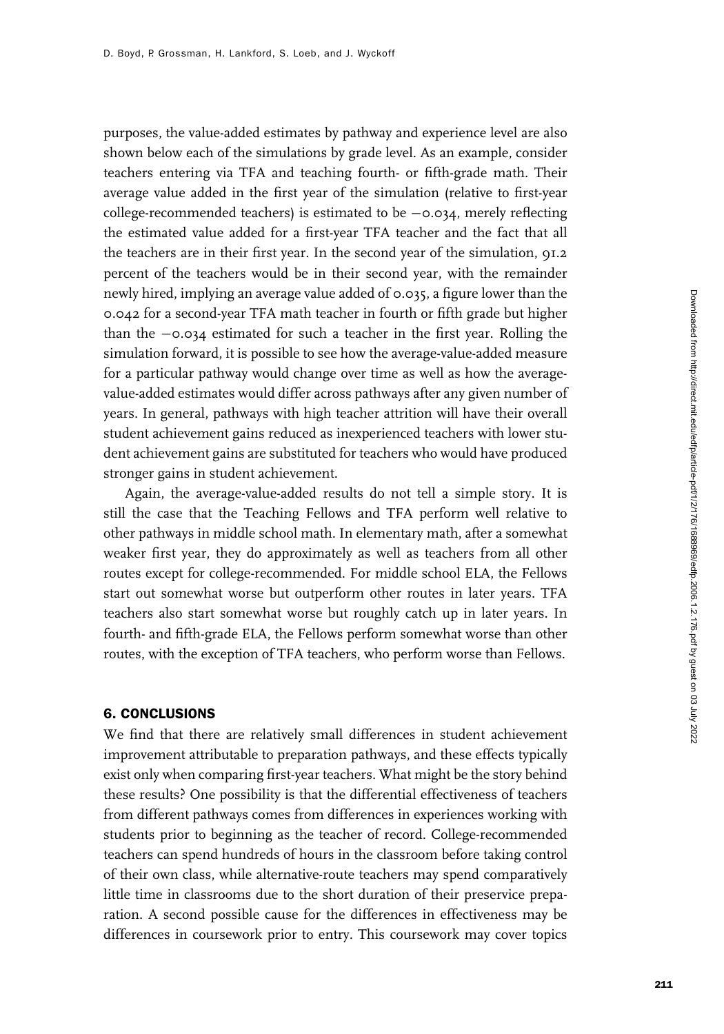purposes, the value-added estimates by pathway and experience level are also shown below each of the simulations by grade level. As an example, consider teachers entering via TFA and teaching fourth- or fifth-grade math. Their average value added in the first year of the simulation (relative to first-year college-recommended teachers) is estimated to be −0.034, merely reflecting the estimated value added for a first-year TFA teacher and the fact that all the teachers are in their first year. In the second year of the simulation, 91.2 percent of the teachers would be in their second year, with the remainder newly hired, implying an average value added of 0.035, a figure lower than the 0.042 for a second-year TFA math teacher in fourth or fifth grade but higher than the −0.034 estimated for such a teacher in the first year. Rolling the simulation forward, it is possible to see how the average-value-added measure for a particular pathway would change over time as well as how the average-value-added estimates would differ across pathways after any given number of years. In general, pathways with high teacher attrition will have their overall student achievement gains reduced as inexperienced teachers with lower student achievement gains are substituted for teachers who would have produced stronger gains in student achievement.

Again, the average-value-added results do not tell a simple story. It is still the case that the Teaching Fellows and TFA perform well relative to other pathways in middle school math. In elementary math, after a somewhat weaker first year, they do approximately as well as teachers from all other routes except for college-recommended. For middle school ELA, the Fellows start out somewhat worse but outperform other routes in later years. TFA teachers also start somewhat worse but roughly catch up in later years. In fourth- and fifth-grade ELA, the Fellows perform somewhat worse than other routes, with the exception of TFA teachers, who perform worse than Fellows.

## 6. CONCLUSIONS

We find that there are relatively small differences in student achievement improvement attributable to preparation pathways, and these effects typically exist only when comparing first-year teachers. What might be the story behind these results? One possibility is that the differential effectiveness of teachers from different pathways comes from differences in experiences working with students prior to beginning as the teacher of record. College-recommended teachers can spend hundreds of hours in the classroom before taking control of their own class, while alternative-route teachers may spend comparatively little time in classrooms due to the short duration of their preservice preparation. A second possible cause for the differences in effectiveness may be differences in coursework prior to entry. This coursework may cover topics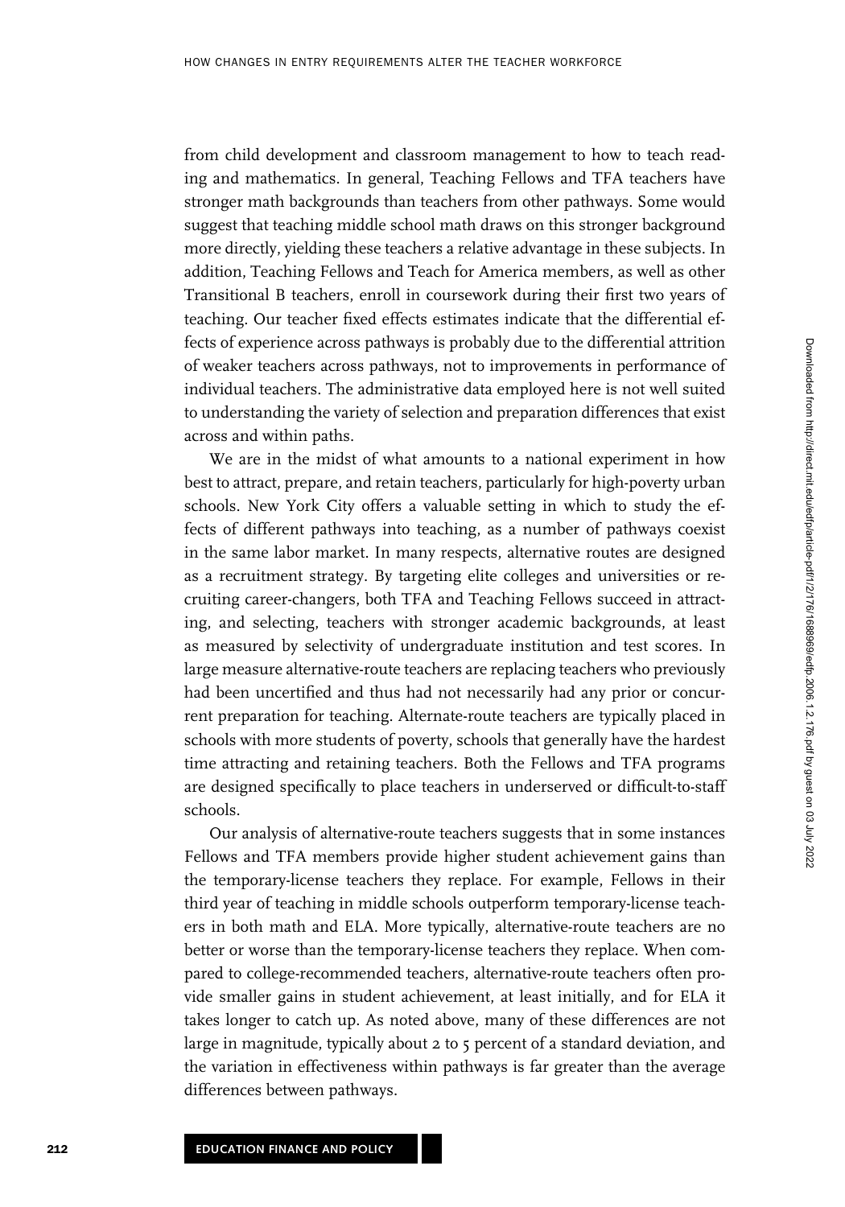from child development and classroom management to how to teach reading and mathematics. In general, Teaching Fellows and TFA teachers have stronger math backgrounds than teachers from other pathways. Some would suggest that teaching middle school math draws on this stronger background more directly, yielding these teachers a relative advantage in these subjects. In addition, Teaching Fellows and Teach for America members, as well as other Transitional B teachers, enroll in coursework during their first two years of teaching. Our teacher fixed effects estimates indicate that the differential effects of experience across pathways is probably due to the differential attrition of weaker teachers across pathways, not to improvements in performance of individual teachers. The administrative data employed here is not well suited to understanding the variety of selection and preparation differences that exist across and within paths.

We are in the midst of what amounts to a national experiment in how best to attract, prepare, and retain teachers, particularly for high-poverty urban schools. New York City offers a valuable setting in which to study the effects of different pathways into teaching, as a number of pathways coexist in the same labor market. In many respects, alternative routes are designed as a recruitment strategy. By targeting elite colleges and universities or recruiting career-changers, both TFA and Teaching Fellows succeed in attracting, and selecting, teachers with stronger academic backgrounds, at least as measured by selectivity of undergraduate institution and test scores. In large measure alternative-route teachers are replacing teachers who previously had been uncertified and thus had not necessarily had any prior or concurrent preparation for teaching. Alternate-route teachers are typically placed in schools with more students of poverty, schools that generally have the hardest time attracting and retaining teachers. Both the Fellows and TFA programs are designed specifically to place teachers in underserved or difficult-to-staff schools.

Our analysis of alternative-route teachers suggests that in some instances Fellows and TFA members provide higher student achievement gains than the temporary-license teachers they replace. For example, Fellows in their third year of teaching in middle schools outperform temporary-license teachers in both math and ELA. More typically, alternative-route teachers are no better or worse than the temporary-license teachers they replace. When compared to college-recommended teachers, alternative-route teachers often provide smaller gains in student achievement, at least initially, and for ELA it takes longer to catch up. As noted above, many of these differences are not large in magnitude, typically about 2 to 5 percent of a standard deviation, and the variation in effectiveness within pathways is far greater than the average differences between pathways.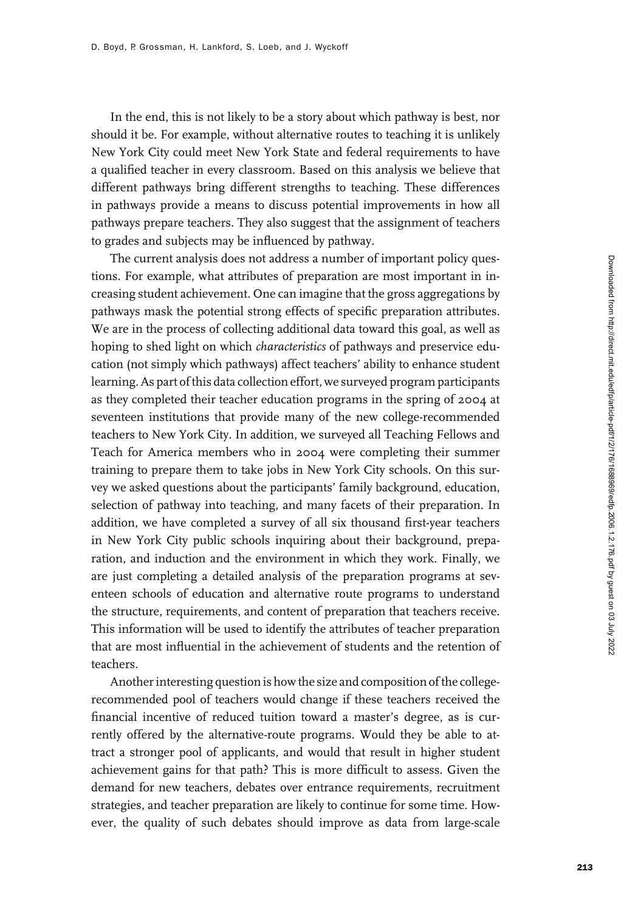In the end, this is not likely to be a story about which pathway is best, nor should it be. For example, without alternative routes to teaching it is unlikely New York City could meet New York State and federal requirements to have a qualified teacher in every classroom. Based on this analysis we believe that different pathways bring different strengths to teaching. These differences in pathways provide a means to discuss potential improvements in how all pathways prepare teachers. They also suggest that the assignment of teachers to grades and subjects may be influenced by pathway.

The current analysis does not address a number of important policy questions. For example, what attributes of preparation are most important in increasing student achievement. One can imagine that the gross aggregations by pathways mask the potential strong effects of specific preparation attributes. We are in the process of collecting additional data toward this goal, as well as hoping to shed light on which *characteristics* of pathways and preservice education (not simply which pathways) affect teachers' ability to enhance student learning. As part of this data collection effort, we surveyed program participants as they completed their teacher education programs in the spring of 2004 at seventeen institutions that provide many of the new college-recommended teachers to New York City. In addition, we surveyed all Teaching Fellows and Teach for America members who in 2004 were completing their summer training to prepare them to take jobs in New York City schools. On this survey we asked questions about the participants' family background, education, selection of pathway into teaching, and many facets of their preparation. In addition, we have completed a survey of all six thousand first-year teachers in New York City public schools inquiring about their background, preparation, and induction and the environment in which they work. Finally, we are just completing a detailed analysis of the preparation programs at seventeen schools of education and alternative route programs to understand the structure, requirements, and content of preparation that teachers receive. This information will be used to identify the attributes of teacher preparation that are most influential in the achievement of students and the retention of teachers.

Another interesting question is how the size and composition of the college-recommended pool of teachers would change if these teachers received the financial incentive of reduced tuition toward a master's degree, as is currently offered by the alternative-route programs. Would they be able to attract a stronger pool of applicants, and would that result in higher student achievement gains for that path? This is more difficult to assess. Given the demand for new teachers, debates over entrance requirements, recruitment strategies, and teacher preparation are likely to continue for some time. However, the quality of such debates should improve as data from large-scale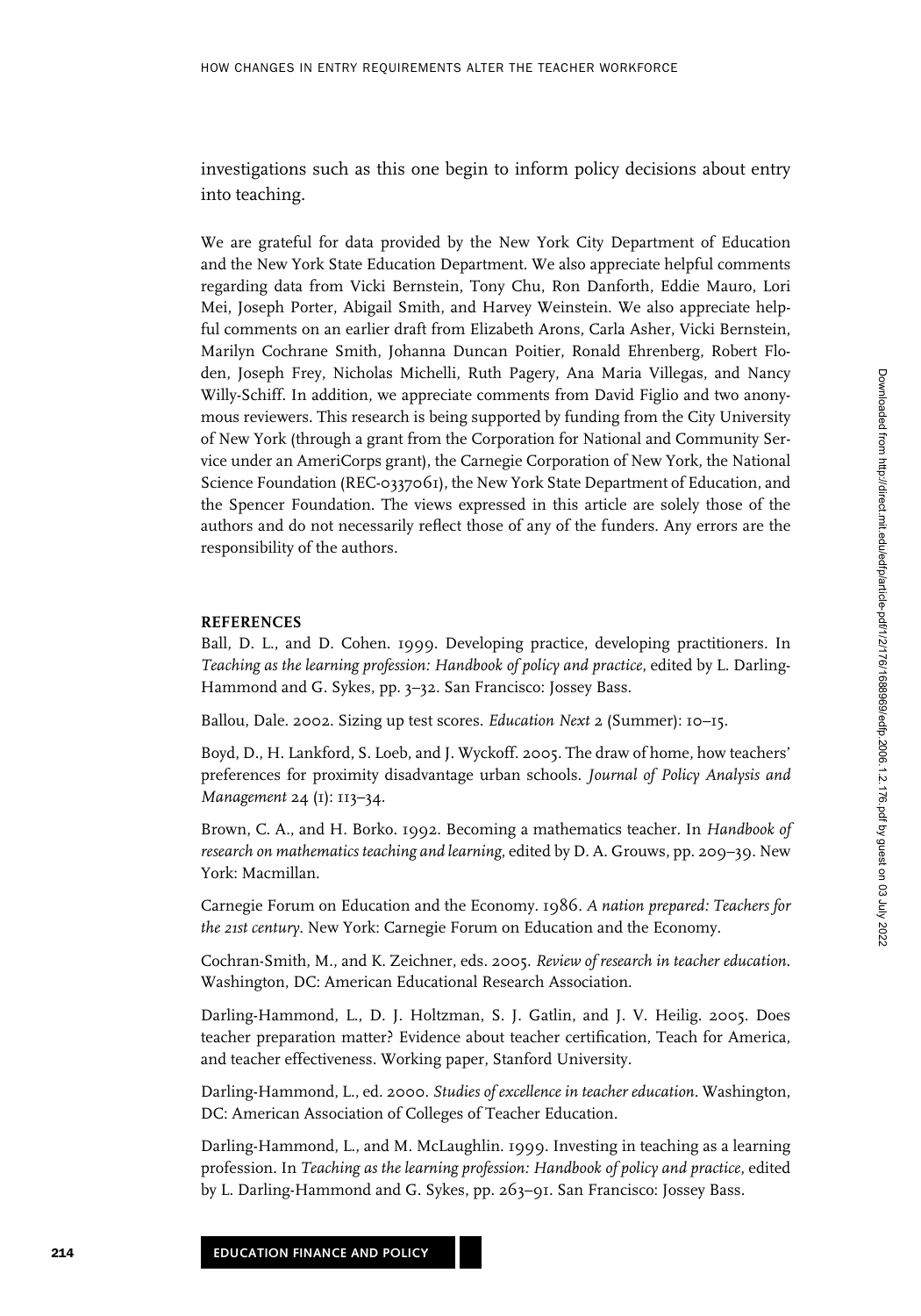investigations such as this one begin to inform policy decisions about entry into teaching.

We are grateful for data provided by the New York City Department of Education and the New York State Education Department. We also appreciate helpful comments regarding data from Vicki Bernstein, Tony Chu, Ron Danforth, Eddie Mauro, Lori Mei, Joseph Porter, Abigail Smith, and Harvey Weinstein. We also appreciate helpful comments on an earlier draft from Elizabeth Arons, Carla Asher, Vicki Bernstein, Marilyn Cochrane Smith, Johanna Duncan Poitier, Ronald Ehrenberg, Robert Floden, Joseph Frey, Nicholas Michelli, Ruth Pagery, Ana Maria Villegas, and Nancy Willy-Schiff. In addition, we appreciate comments from David Figlio and two anonymous reviewers. This research is being supported by funding from the City University of New York (through a grant from the Corporation for National and Community Service under an AmeriCorps grant), the Carnegie Corporation of New York, the National Science Foundation (REC-0337061), the New York State Department of Education, and the Spencer Foundation. The views expressed in this article are solely those of the authors and do not necessarily reflect those of any of the funders. Any errors are the responsibility of the authors.

## REFERENCES

Ball, D. L., and D. Cohen. 1999. Developing practice, developing practitioners. In *Teaching as the learning profession: Handbook of policy and practice*, edited by L. Darling-Hammond and G. Sykes, pp. 3–32. San Francisco: Jossey Bass.

Ballou, Dale. 2002. Sizing up test scores. *Education Next* 2 (Summer): 10–15.

Boyd, D., H. Lankford, S. Loeb, and J. Wyckoff. 2005. The draw of home, how teachers' preferences for proximity disadvantage urban schools. *Journal of Policy Analysis and Management* 24 (1): 113–34.

Brown, C. A., and H. Borko. 1992. Becoming a mathematics teacher. In *Handbook of research on mathematics teaching and learning*, edited by D. A. Grouws, pp. 209–39. New York: Macmillan.

Carnegie Forum on Education and the Economy. 1986. *A nation prepared: Teachers for the 21st century*. New York: Carnegie Forum on Education and the Economy.

Cochran-Smith, M., and K. Zeichner, eds. 2005. *Review of research in teacher education*. Washington, DC: American Educational Research Association.

Darling-Hammond, L., D. J. Holtzman, S. J. Gatlin, and J. V. Heilig. 2005. Does teacher preparation matter? Evidence about teacher certification, Teach for America, and teacher effectiveness. Working paper, Stanford University.

Darling-Hammond, L., ed. 2000. *Studies of excellence in teacher education*. Washington, DC: American Association of Colleges of Teacher Education.

Darling-Hammond, L., and M. McLaughlin. 1999. Investing in teaching as a learning profession. In *Teaching as the learning profession: Handbook of policy and practice*, edited by L. Darling-Hammond and G. Sykes, pp. 263–91. San Francisco: Jossey Bass.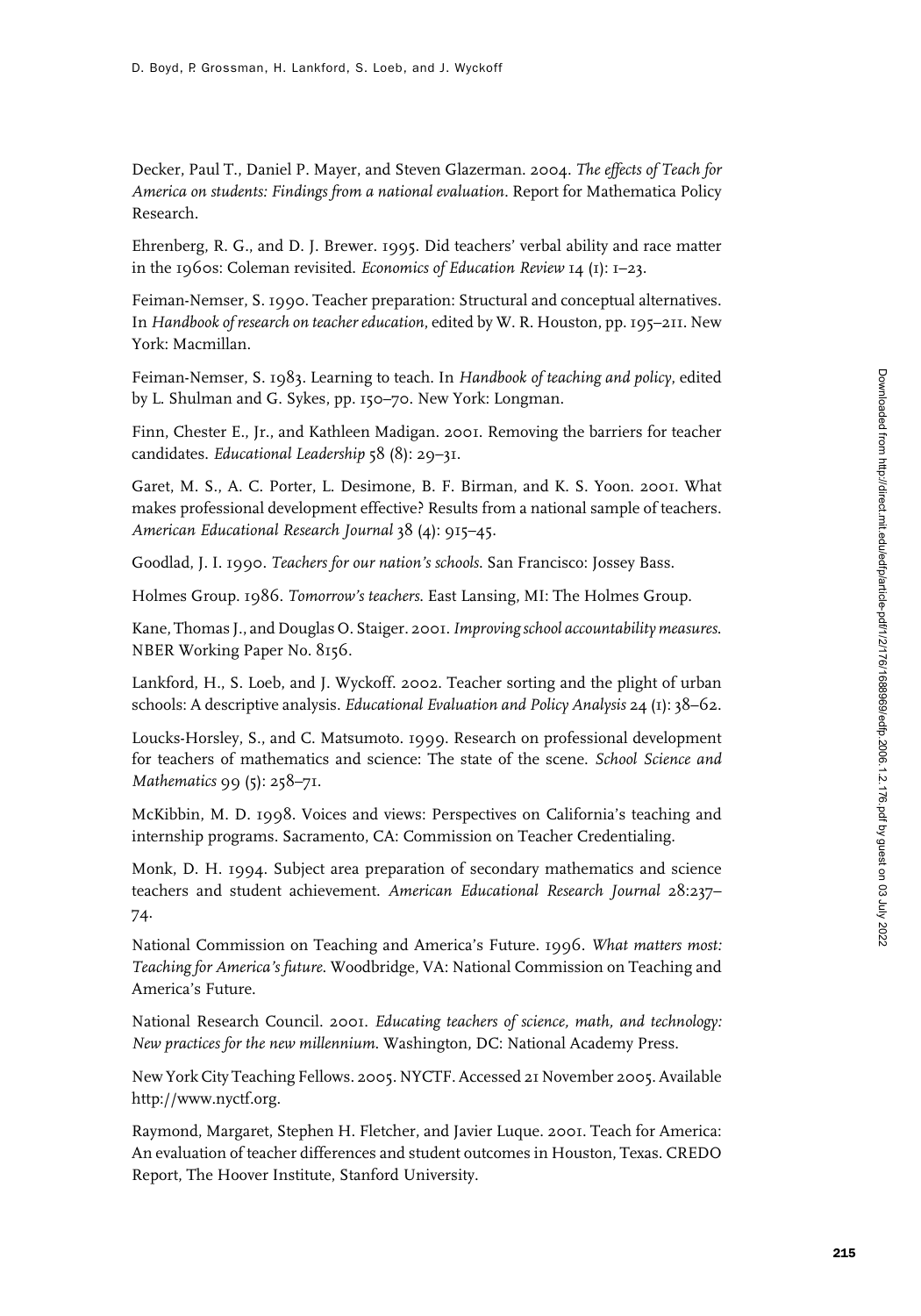Decker, Paul T., Daniel P. Mayer, and Steven Glazerman. 2004. *The effects of Teach for America on students: Findings from a national evaluation*. Report for Mathematica Policy Research.

Ehrenberg, R. G., and D. J. Brewer. 1995. Did teachers' verbal ability and race matter in the 1960s: Coleman revisited. *Economics of Education Review* 14 (1): 1–23.

Feiman-Nemser, S. 1990. Teacher preparation: Structural and conceptual alternatives. In *Handbook of research on teacher education*, edited by W. R. Houston, pp. 195–211. New York: Macmillan.

Feiman-Nemser, S. 1983. Learning to teach. In *Handbook of teaching and policy*, edited by L. Shulman and G. Sykes, pp. 150–70. New York: Longman.

Finn, Chester E., Jr., and Kathleen Madigan. 2001. Removing the barriers for teacher candidates. *Educational Leadership* 58 (8): 29–31.

Garet, M. S., A. C. Porter, L. Desimone, B. F. Birman, and K. S. Yoon. 2001. What makes professional development effective? Results from a national sample of teachers. *American Educational Research Journal* 38 (4): 915–45.

Goodlad, J. I. 1990. *Teachers for our nation's schools*. San Francisco: Jossey Bass.

Holmes Group. 1986. *Tomorrow's teachers*. East Lansing, MI: The Holmes Group.

Kane, Thomas J., and Douglas O. Staiger. 2001. *Improving school accountability measures*. NBER Working Paper No. 8156.

Lankford, H., S. Loeb, and J. Wyckoff. 2002. Teacher sorting and the plight of urban schools: A descriptive analysis. *Educational Evaluation and Policy Analysis* 24 (1): 38–62.

Loucks-Horsley, S., and C. Matsumoto. 1999. Research on professional development for teachers of mathematics and science: The state of the scene. *School Science and Mathematics* 99 (5): 258–71.

McKibbin, M. D. 1998. Voices and views: Perspectives on California's teaching and internship programs. Sacramento, CA: Commission on Teacher Credentialing.

Monk, D. H. 1994. Subject area preparation of secondary mathematics and science teachers and student achievement. *American Educational Research Journal* 28:237–74.

National Commission on Teaching and America's Future. 1996. *What matters most: Teaching for America's future*. Woodbridge, VA: National Commission on Teaching and America's Future.

National Research Council. 2001. *Educating teachers of science, math, and technology: New practices for the new millennium*. Washington, DC: National Academy Press.

New York City Teaching Fellows. 2005. NYCTF. Accessed 21 November 2005. Available http://www.nyctf.org.

Raymond, Margaret, Stephen H. Fletcher, and Javier Luque. 2001. Teach for America: An evaluation of teacher differences and student outcomes in Houston, Texas. CREDO Report, The Hoover Institute, Stanford University.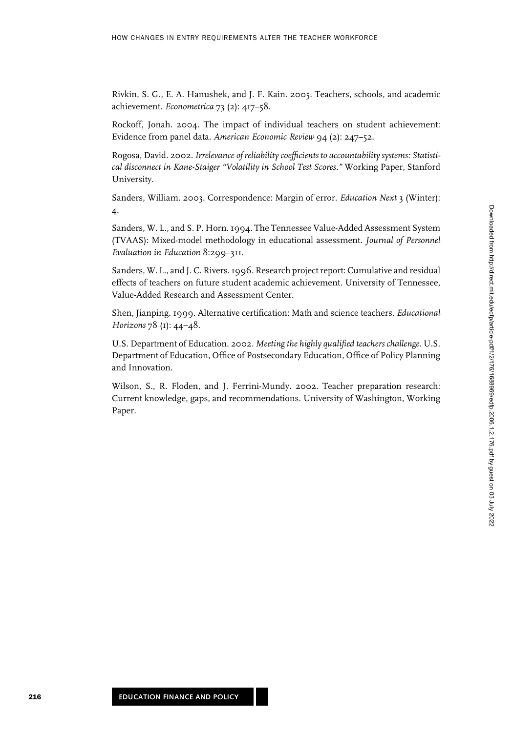Rivkin, S. G., E. A. Hanushek, and J. F. Kain. 2005. Teachers, schools, and academic achievement. *Econometrica* 73 (2): 417–58.

Rockoff, Jonah. 2004. The impact of individual teachers on student achievement: Evidence from panel data. *American Economic Review* 94 (2): 247–52.

Rogosa, David. 2002. *Irrelevance of reliability coefficients to accountability systems: Statistical disconnect in Kane-Staiger "Volatility in School Test Scores."* Working Paper, Stanford University.

Sanders, William. 2003. Correspondence: Margin of error. *Education Next* 3 (Winter): 4.

Sanders, W. L., and S. P. Horn. 1994. The Tennessee Value-Added Assessment System (TVAAS): Mixed-model methodology in educational assessment. *Journal of Personnel Evaluation in Education* 8:299–311.

Sanders, W. L., and J. C. Rivers. 1996. Research project report: Cumulative and residual effects of teachers on future student academic achievement. University of Tennessee, Value-Added Research and Assessment Center.

Shen, Jianping. 1999. Alternative certification: Math and science teachers. *Educational Horizons* 78 (1): 44–48.

U.S. Department of Education. 2002. *Meeting the highly qualified teachers challenge*. U.S. Department of Education, Office of Postsecondary Education, Office of Policy Planning and Innovation.

Wilson, S., R. Floden, and J. Ferrini-Mundy. 2002. Teacher preparation research: Current knowledge, gaps, and recommendations. University of Washington, Working Paper.